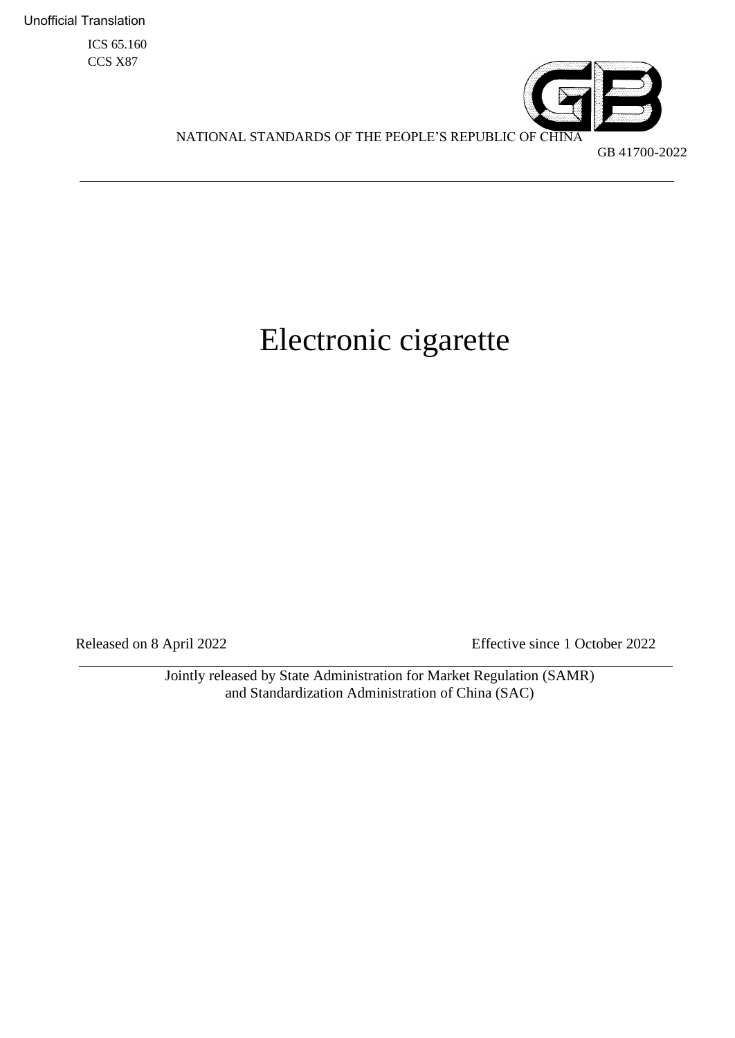Unofficial Translation

ICS 65.160
CCS X87

NATIONAL STANDARDS OF THE PEOPLE'S REPUBLIC OF CHINA

GB 41700-2022

# Electronic cigarette

Released on 8 April 2022

Effective since 1 October 2022

Jointly released by State Administration for Market Regulation (SAMR) and Standardization Administration of China (SAC)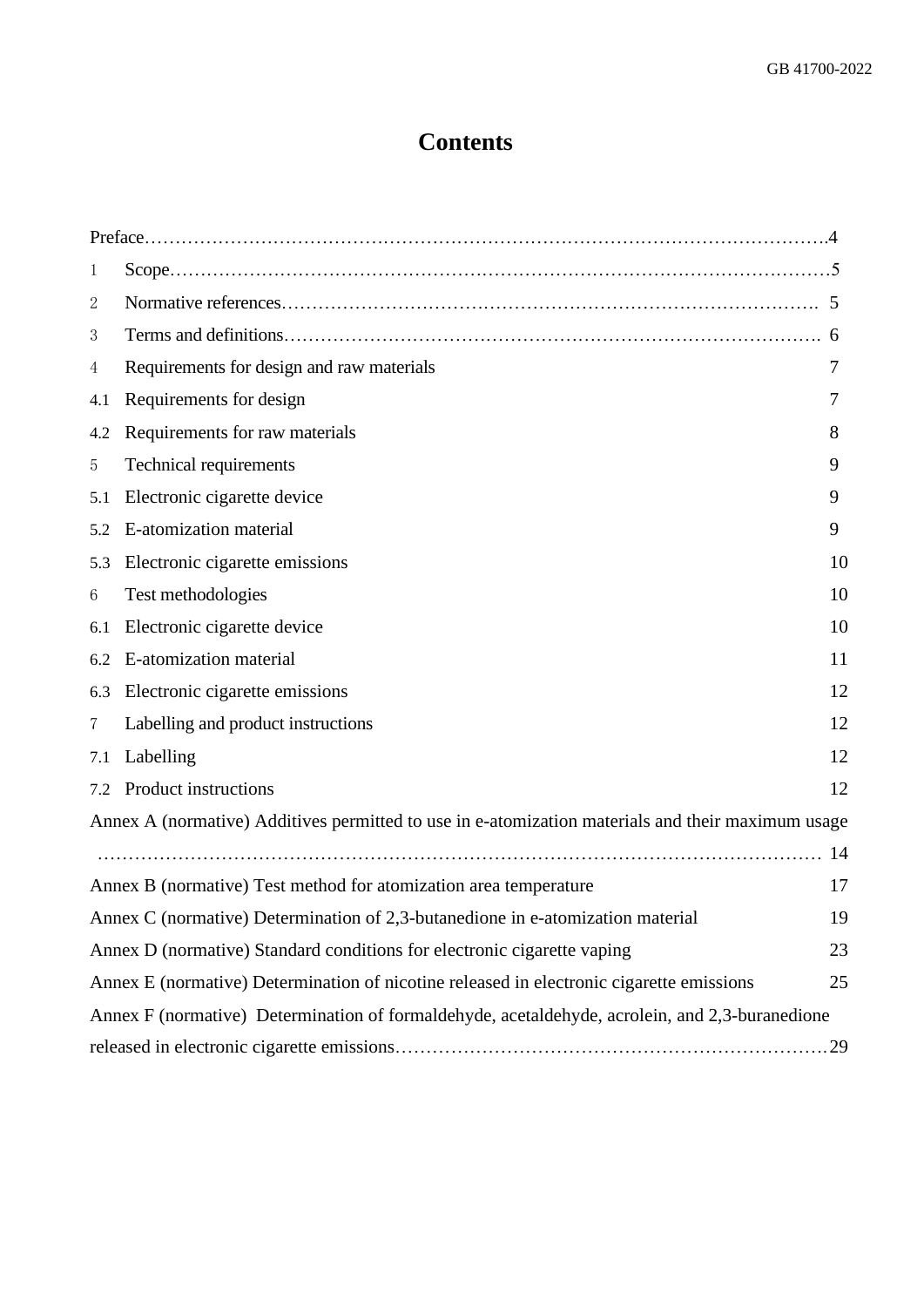# Contents

Preface……………………………………………………………………………………………….4

1 Scope……………………………………………………………………………………………5

2 Normative references………………………………………………………………………. 5

3 Terms and definitions……………………………………………………………………. 6

4 Requirements for design and raw materials 7

4.1 Requirements for design 7

4.2 Requirements for raw materials 8

5 Technical requirements 9

5.1 Electronic cigarette device 9

5.2 E-atomization material 9

5.3 Electronic cigarette emissions 10

6 Test methodologies 10

6.1 Electronic cigarette device 10

6.2 E-atomization material 11

6.3 Electronic cigarette emissions 12

7 Labelling and product instructions 12

7.1 Labelling 12

7.2 Product instructions 12

Annex A (normative) Additives permitted to use in e-atomization materials and their maximum usage ……………………………………………………………………………………………… 14

Annex B (normative) Test method for atomization area temperature 17

Annex C (normative) Determination of 2,3-butanedione in e-atomization material 19

Annex D (normative) Standard conditions for electronic cigarette vaping 23

Annex E (normative) Determination of nicotine released in electronic cigarette emissions 25

Annex F (normative) Determination of formaldehyde, acetaldehyde, acrolein, and 2,3-buranedione released in electronic cigarette emissions……………………………………………………………29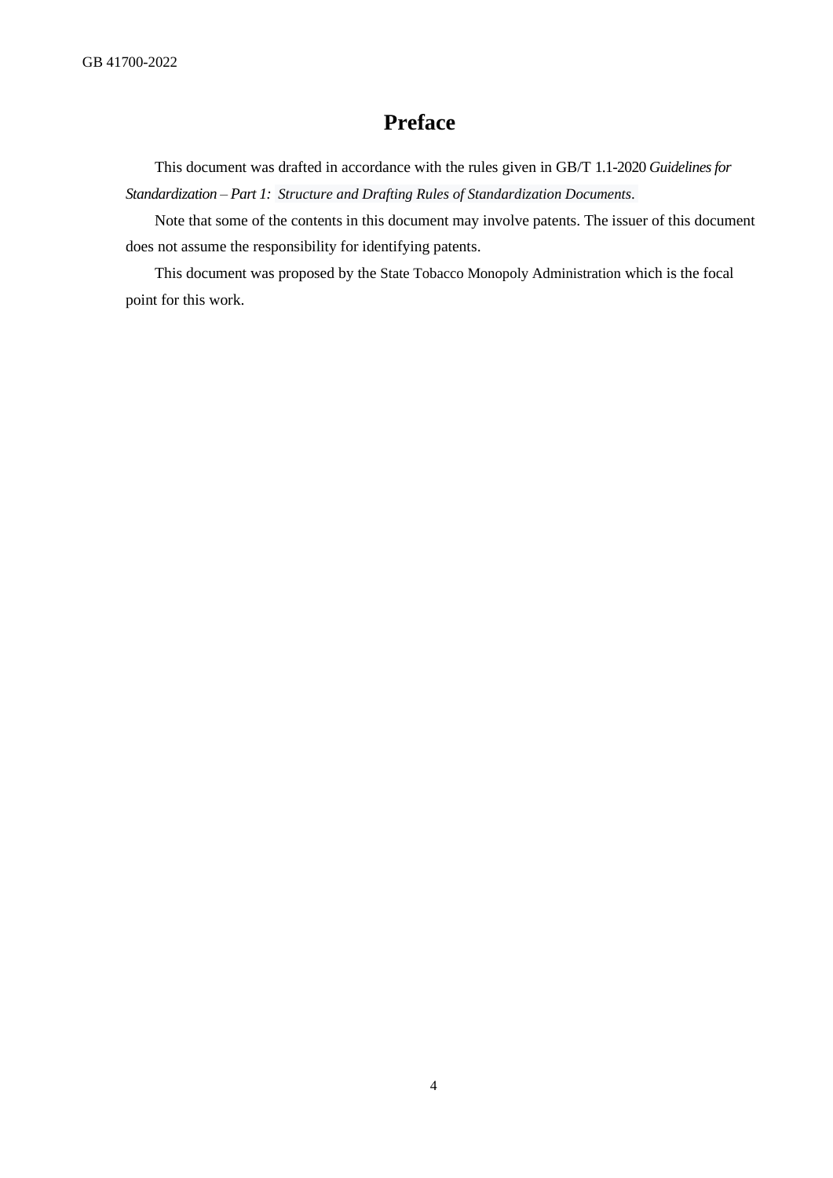# Preface

This document was drafted in accordance with the rules given in GB/T 1.1-2020 *Guidelines for Standardization – Part 1: Structure and Drafting Rules of Standardization Documents*.

Note that some of the contents in this document may involve patents. The issuer of this document does not assume the responsibility for identifying patents.

This document was proposed by the State Tobacco Monopoly Administration which is the focal point for this work.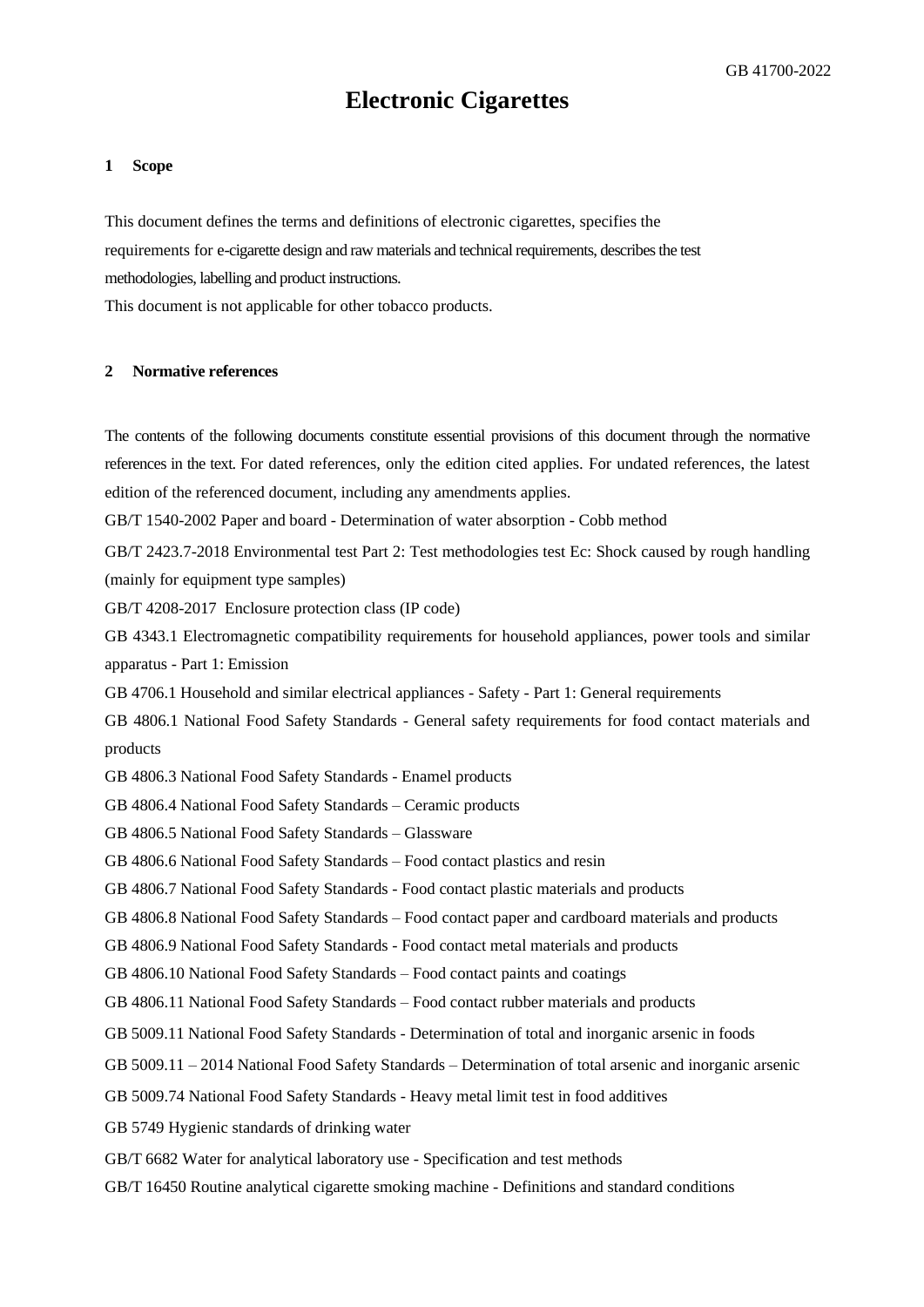# Electronic Cigarettes

## 1 Scope

This document defines the terms and definitions of electronic cigarettes, specifies the requirements for e-cigarette design and raw materials and technical requirements, describes the test methodologies, labelling and product instructions.

This document is not applicable for other tobacco products.

## 2 Normative references

The contents of the following documents constitute essential provisions of this document through the normative references in the text. For dated references, only the edition cited applies. For undated references, the latest edition of the referenced document, including any amendments applies.

GB/T 1540-2002 Paper and board - Determination of water absorption - Cobb method

GB/T 2423.7-2018 Environmental test Part 2: Test methodologies test Ec: Shock caused by rough handling (mainly for equipment type samples)

GB/T 4208-2017 Enclosure protection class (IP code)

GB 4343.1 Electromagnetic compatibility requirements for household appliances, power tools and similar apparatus - Part 1: Emission

GB 4706.1 Household and similar electrical appliances - Safety - Part 1: General requirements

GB 4806.1 National Food Safety Standards - General safety requirements for food contact materials and products

GB 4806.3 National Food Safety Standards - Enamel products

GB 4806.4 National Food Safety Standards – Ceramic products

GB 4806.5 National Food Safety Standards – Glassware

GB 4806.6 National Food Safety Standards – Food contact plastics and resin

GB 4806.7 National Food Safety Standards - Food contact plastic materials and products

GB 4806.8 National Food Safety Standards – Food contact paper and cardboard materials and products

GB 4806.9 National Food Safety Standards - Food contact metal materials and products

GB 4806.10 National Food Safety Standards – Food contact paints and coatings

GB 4806.11 National Food Safety Standards – Food contact rubber materials and products

GB 5009.11 National Food Safety Standards - Determination of total and inorganic arsenic in foods

GB 5009.11 – 2014 National Food Safety Standards – Determination of total arsenic and inorganic arsenic

GB 5009.74 National Food Safety Standards - Heavy metal limit test in food additives

GB 5749 Hygienic standards of drinking water

GB/T 6682 Water for analytical laboratory use - Specification and test methods

GB/T 16450 Routine analytical cigarette smoking machine - Definitions and standard conditions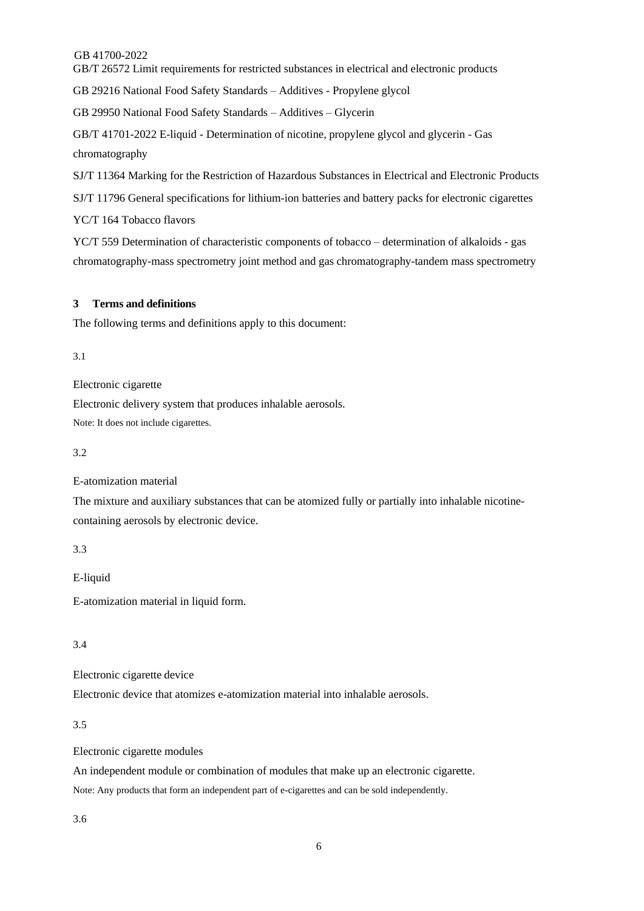GB/T 26572 Limit requirements for restricted substances in electrical and electronic products

GB 29216 National Food Safety Standards – Additives - Propylene glycol

GB 29950 National Food Safety Standards – Additives – Glycerin

GB/T 41701-2022 E-liquid - Determination of nicotine, propylene glycol and glycerin - Gas chromatography

SJ/T 11364 Marking for the Restriction of Hazardous Substances in Electrical and Electronic Products

SJ/T 11796 General specifications for lithium-ion batteries and battery packs for electronic cigarettes

YC/T 164 Tobacco flavors

YC/T 559 Determination of characteristic components of tobacco – determination of alkaloids - gas chromatography-mass spectrometry joint method and gas chromatography-tandem mass spectrometry

## 3 Terms and definitions

The following terms and definitions apply to this document:

3.1

Electronic cigarette

Electronic delivery system that produces inhalable aerosols.

Note: It does not include cigarettes.

3.2

E-atomization material

The mixture and auxiliary substances that can be atomized fully or partially into inhalable nicotine-containing aerosols by electronic device.

3.3

E-liquid

E-atomization material in liquid form.

3.4

Electronic cigarette device

Electronic device that atomizes e-atomization material into inhalable aerosols.

3.5

Electronic cigarette modules

An independent module or combination of modules that make up an electronic cigarette.

Note: Any products that form an independent part of e-cigarettes and can be sold independently.

3.6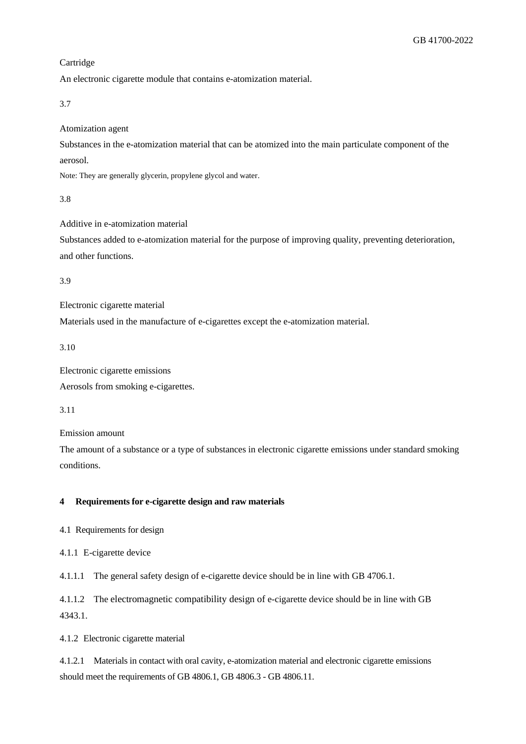Cartridge

An electronic cigarette module that contains e-atomization material.

3.7

Atomization agent

Substances in the e-atomization material that can be atomized into the main particulate component of the aerosol.

Note: They are generally glycerin, propylene glycol and water.

3.8

Additive in e-atomization material

Substances added to e-atomization material for the purpose of improving quality, preventing deterioration, and other functions.

3.9

Electronic cigarette material

Materials used in the manufacture of e-cigarettes except the e-atomization material.

3.10

Electronic cigarette emissions

Aerosols from smoking e-cigarettes.

3.11

Emission amount

The amount of a substance or a type of substances in electronic cigarette emissions under standard smoking conditions.

## 4 Requirements for e-cigarette design and raw materials

### 4.1 Requirements for design

#### 4.1.1 E-cigarette device

4.1.1.1 The general safety design of e-cigarette device should be in line with GB 4706.1.

4.1.1.2 The electromagnetic compatibility design of e-cigarette device should be in line with GB 4343.1.

#### 4.1.2 Electronic cigarette material

4.1.2.1 Materials in contact with oral cavity, e-atomization material and electronic cigarette emissions should meet the requirements of GB 4806.1, GB 4806.3 - GB 4806.11.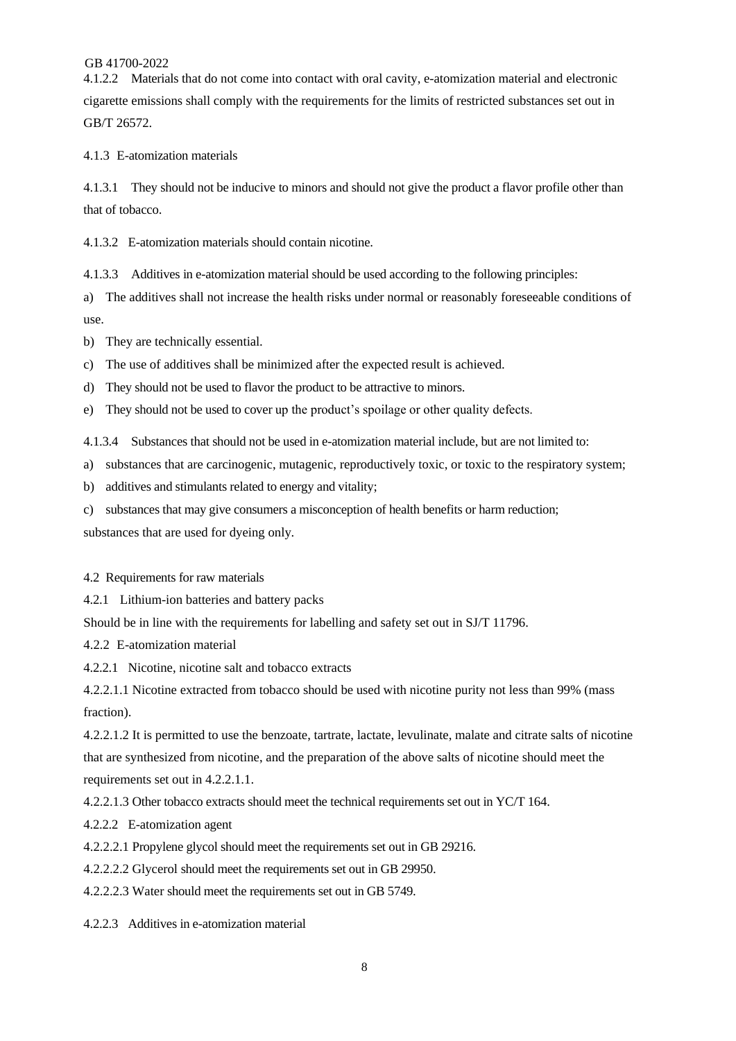4.1.2.2 Materials that do not come into contact with oral cavity, e-atomization material and electronic cigarette emissions shall comply with the requirements for the limits of restricted substances set out in GB/T 26572.

4.1.3 E-atomization materials

4.1.3.1 They should not be inducive to minors and should not give the product a flavor profile other than that of tobacco.

4.1.3.2 E-atomization materials should contain nicotine.

4.1.3.3 Additives in e-atomization material should be used according to the following principles:

a) The additives shall not increase the health risks under normal or reasonably foreseeable conditions of use.

b) They are technically essential.

c) The use of additives shall be minimized after the expected result is achieved.

d) They should not be used to flavor the product to be attractive to minors.

e) They should not be used to cover up the product's spoilage or other quality defects.

4.1.3.4 Substances that should not be used in e-atomization material include, but are not limited to:

a) substances that are carcinogenic, mutagenic, reproductively toxic, or toxic to the respiratory system;

b) additives and stimulants related to energy and vitality;

c) substances that may give consumers a misconception of health benefits or harm reduction;

substances that are used for dyeing only.

4.2 Requirements for raw materials

4.2.1 Lithium-ion batteries and battery packs

Should be in line with the requirements for labelling and safety set out in SJ/T 11796.

4.2.2 E-atomization material

4.2.2.1 Nicotine, nicotine salt and tobacco extracts

4.2.2.1.1 Nicotine extracted from tobacco should be used with nicotine purity not less than 99% (mass fraction).

4.2.2.1.2 It is permitted to use the benzoate, tartrate, lactate, levulinate, malate and citrate salts of nicotine that are synthesized from nicotine, and the preparation of the above salts of nicotine should meet the requirements set out in 4.2.2.1.1.

4.2.2.1.3 Other tobacco extracts should meet the technical requirements set out in YC/T 164.

4.2.2.2 E-atomization agent

4.2.2.2.1 Propylene glycol should meet the requirements set out in GB 29216.

4.2.2.2.2 Glycerol should meet the requirements set out in GB 29950.

4.2.2.2.3 Water should meet the requirements set out in GB 5749.

4.2.2.3 Additives in e-atomization material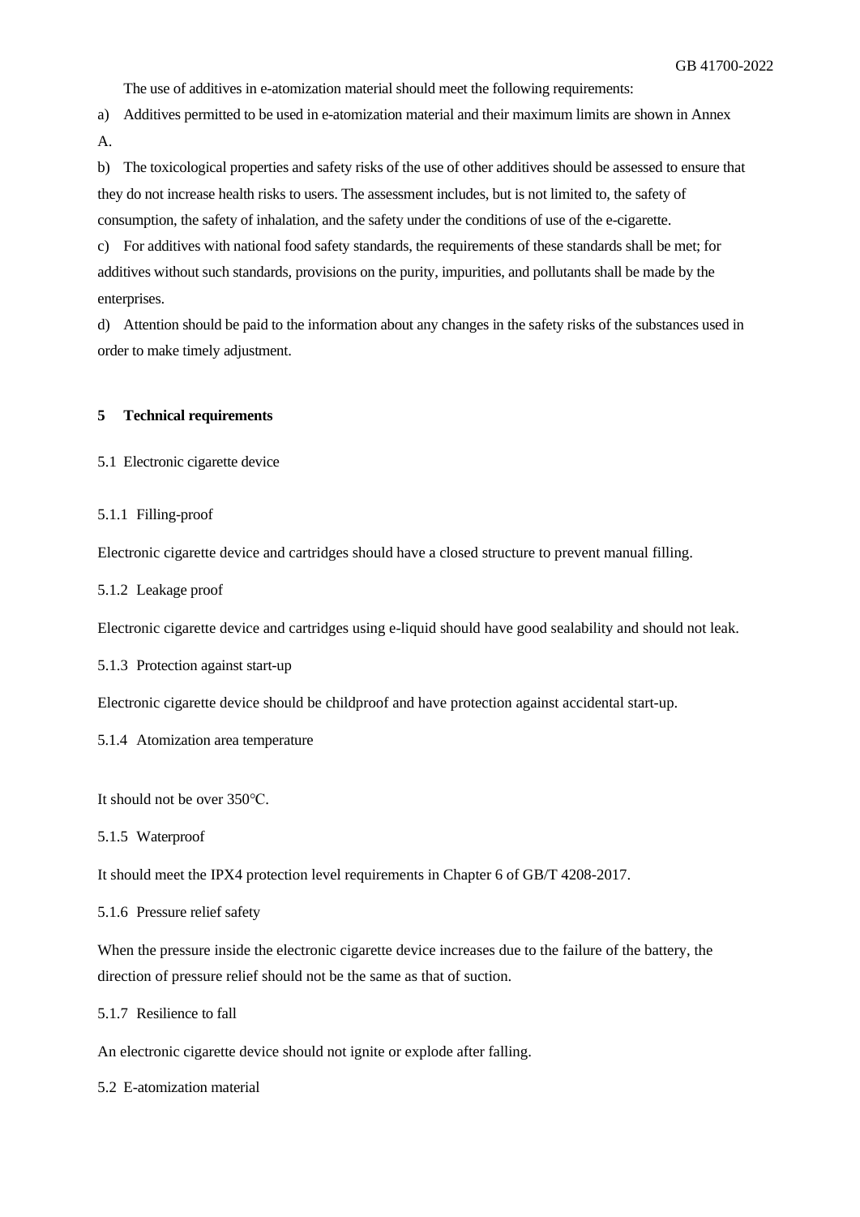The use of additives in e-atomization material should meet the following requirements:

a) Additives permitted to be used in e-atomization material and their maximum limits are shown in Annex A.

b) The toxicological properties and safety risks of the use of other additives should be assessed to ensure that they do not increase health risks to users. The assessment includes, but is not limited to, the safety of consumption, the safety of inhalation, and the safety under the conditions of use of the e-cigarette.

c) For additives with national food safety standards, the requirements of these standards shall be met; for additives without such standards, provisions on the purity, impurities, and pollutants shall be made by the enterprises.

d) Attention should be paid to the information about any changes in the safety risks of the substances used in order to make timely adjustment.

## 5 Technical requirements

### 5.1 Electronic cigarette device

#### 5.1.1 Filling-proof

Electronic cigarette device and cartridges should have a closed structure to prevent manual filling.

#### 5.1.2 Leakage proof

Electronic cigarette device and cartridges using e-liquid should have good sealability and should not leak.

#### 5.1.3 Protection against start-up

Electronic cigarette device should be childproof and have protection against accidental start-up.

#### 5.1.4 Atomization area temperature

It should not be over 350℃.

#### 5.1.5 Waterproof

It should meet the IPX4 protection level requirements in Chapter 6 of GB/T 4208-2017.

#### 5.1.6 Pressure relief safety

When the pressure inside the electronic cigarette device increases due to the failure of the battery, the direction of pressure relief should not be the same as that of suction.

#### 5.1.7 Resilience to fall

An electronic cigarette device should not ignite or explode after falling.

### 5.2 E-atomization material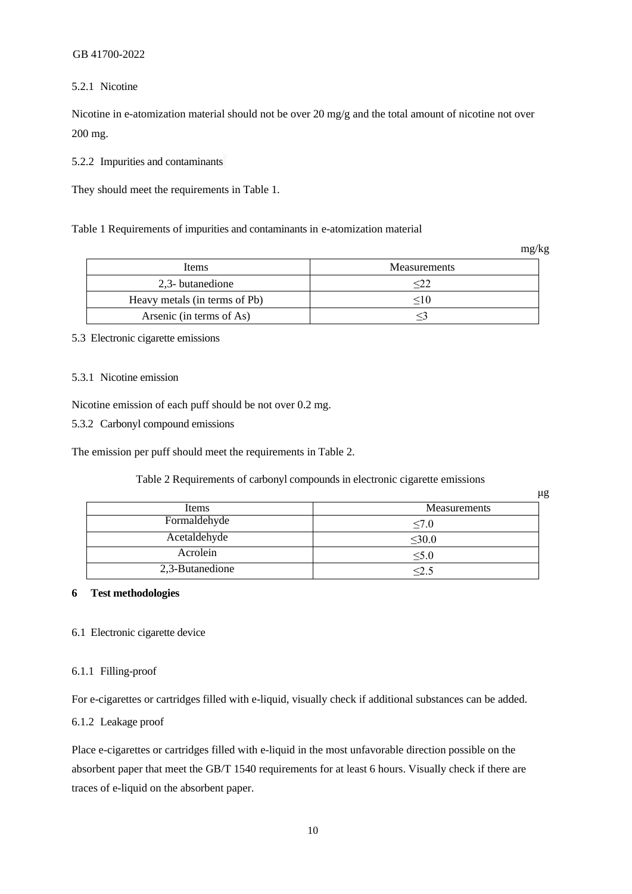5.2.1 Nicotine

Nicotine in e-atomization material should not be over 20 mg/g and the total amount of nicotine not over 200 mg.

5.2.2 Impurities and contaminants

They should meet the requirements in Table 1.

Table 1 Requirements of impurities and contaminants in e-atomization material

mg/kg

| Items | Measurements |
|---|---|
| 2,3- butanedione | ≤22 |
| Heavy metals (in terms of Pb) | ≤10 |
| Arsenic (in terms of As) | ≤3 |

5.3 Electronic cigarette emissions

5.3.1 Nicotine emission

Nicotine emission of each puff should be not over 0.2 mg.

5.3.2 Carbonyl compound emissions

The emission per puff should meet the requirements in Table 2.

Table 2 Requirements of carbonyl compounds in electronic cigarette emissions

μg

| Items | Measurements |
|---|---|
| Formaldehyde | ≤7.0 |
| Acetaldehyde | ≤30.0 |
| Acrolein | ≤5.0 |
| 2,3-Butanedione | ≤2.5 |

## 6 Test methodologies

6.1 Electronic cigarette device

6.1.1 Filling-proof

For e-cigarettes or cartridges filled with e-liquid, visually check if additional substances can be added.

6.1.2 Leakage proof

Place e-cigarettes or cartridges filled with e-liquid in the most unfavorable direction possible on the absorbent paper that meet the GB/T 1540 requirements for at least 6 hours. Visually check if there are traces of e-liquid on the absorbent paper.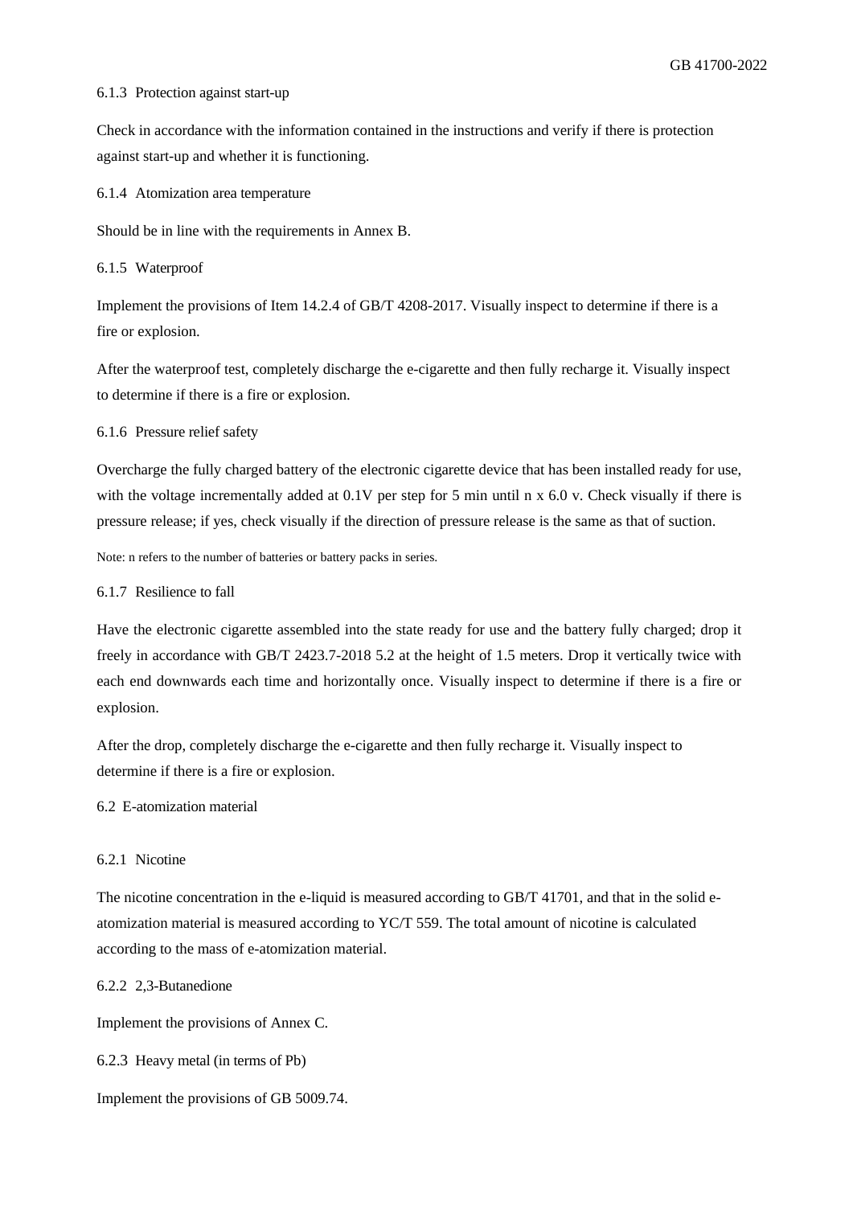#### 6.1.3 Protection against start-up

Check in accordance with the information contained in the instructions and verify if there is protection against start-up and whether it is functioning.

#### 6.1.4 Atomization area temperature

Should be in line with the requirements in Annex B.

#### 6.1.5 Waterproof

Implement the provisions of Item 14.2.4 of GB/T 4208-2017. Visually inspect to determine if there is a fire or explosion.

After the waterproof test, completely discharge the e-cigarette and then fully recharge it. Visually inspect to determine if there is a fire or explosion.

#### 6.1.6 Pressure relief safety

Overcharge the fully charged battery of the electronic cigarette device that has been installed ready for use, with the voltage incrementally added at 0.1V per step for 5 min until n x 6.0 v. Check visually if there is pressure release; if yes, check visually if the direction of pressure release is the same as that of suction.

Note: n refers to the number of batteries or battery packs in series.

#### 6.1.7 Resilience to fall

Have the electronic cigarette assembled into the state ready for use and the battery fully charged; drop it freely in accordance with GB/T 2423.7-2018 5.2 at the height of 1.5 meters. Drop it vertically twice with each end downwards each time and horizontally once. Visually inspect to determine if there is a fire or explosion.

After the drop, completely discharge the e-cigarette and then fully recharge it. Visually inspect to determine if there is a fire or explosion.

### 6.2 E-atomization material

#### 6.2.1 Nicotine

The nicotine concentration in the e-liquid is measured according to GB/T 41701, and that in the solid e-atomization material is measured according to YC/T 559. The total amount of nicotine is calculated according to the mass of e-atomization material.

#### 6.2.2 2,3-Butanedione

Implement the provisions of Annex C.

#### 6.2.3 Heavy metal (in terms of Pb)

Implement the provisions of GB 5009.74.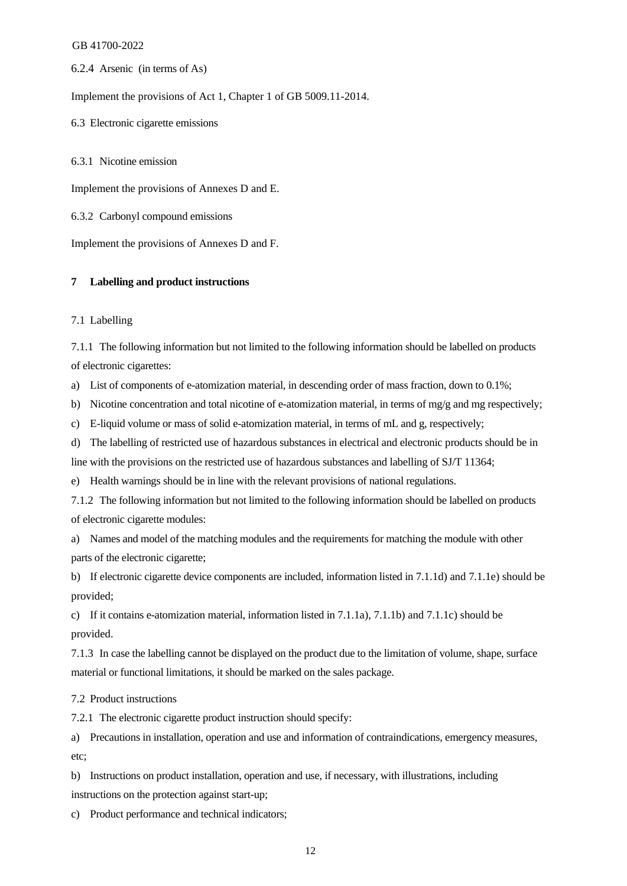6.2.4 Arsenic (in terms of As)

Implement the provisions of Act 1, Chapter 1 of GB 5009.11-2014.

6.3 Electronic cigarette emissions

6.3.1 Nicotine emission

Implement the provisions of Annexes D and E.

6.3.2 Carbonyl compound emissions

Implement the provisions of Annexes D and F.

## 7 Labelling and product instructions

7.1 Labelling

7.1.1 The following information but not limited to the following information should be labelled on products of electronic cigarettes:

a) List of components of e-atomization material, in descending order of mass fraction, down to 0.1%;

b) Nicotine concentration and total nicotine of e-atomization material, in terms of mg/g and mg respectively;

c) E-liquid volume or mass of solid e-atomization material, in terms of mL and g, respectively;

d) The labelling of restricted use of hazardous substances in electrical and electronic products should be in line with the provisions on the restricted use of hazardous substances and labelling of SJ/T 11364;

e) Health warnings should be in line with the relevant provisions of national regulations.

7.1.2 The following information but not limited to the following information should be labelled on products of electronic cigarette modules:

a) Names and model of the matching modules and the requirements for matching the module with other parts of the electronic cigarette;

b) If electronic cigarette device components are included, information listed in 7.1.1d) and 7.1.1e) should be provided;

c) If it contains e-atomization material, information listed in 7.1.1a), 7.1.1b) and 7.1.1c) should be provided.

7.1.3 In case the labelling cannot be displayed on the product due to the limitation of volume, shape, surface material or functional limitations, it should be marked on the sales package.

7.2 Product instructions

7.2.1 The electronic cigarette product instruction should specify:

a) Precautions in installation, operation and use and information of contraindications, emergency measures, etc;

b) Instructions on product installation, operation and use, if necessary, with illustrations, including instructions on the protection against start-up;

c) Product performance and technical indicators;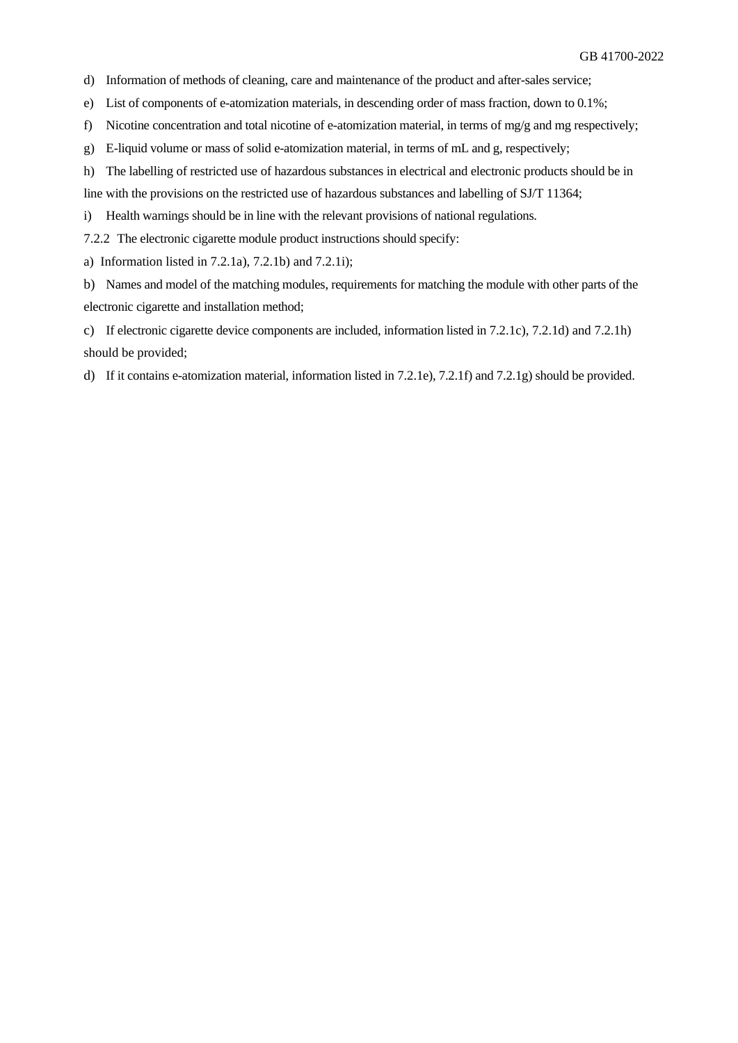d) Information of methods of cleaning, care and maintenance of the product and after-sales service;

e) List of components of e-atomization materials, in descending order of mass fraction, down to 0.1%;

f) Nicotine concentration and total nicotine of e-atomization material, in terms of mg/g and mg respectively;

g) E-liquid volume or mass of solid e-atomization material, in terms of mL and g, respectively;

h) The labelling of restricted use of hazardous substances in electrical and electronic products should be in line with the provisions on the restricted use of hazardous substances and labelling of SJ/T 11364;

i) Health warnings should be in line with the relevant provisions of national regulations.

7.2.2 The electronic cigarette module product instructions should specify:

a) Information listed in 7.2.1a), 7.2.1b) and 7.2.1i);

b) Names and model of the matching modules, requirements for matching the module with other parts of the electronic cigarette and installation method;

c) If electronic cigarette device components are included, information listed in 7.2.1c), 7.2.1d) and 7.2.1h) should be provided;

d) If it contains e-atomization material, information listed in 7.2.1e), 7.2.1f) and 7.2.1g) should be provided.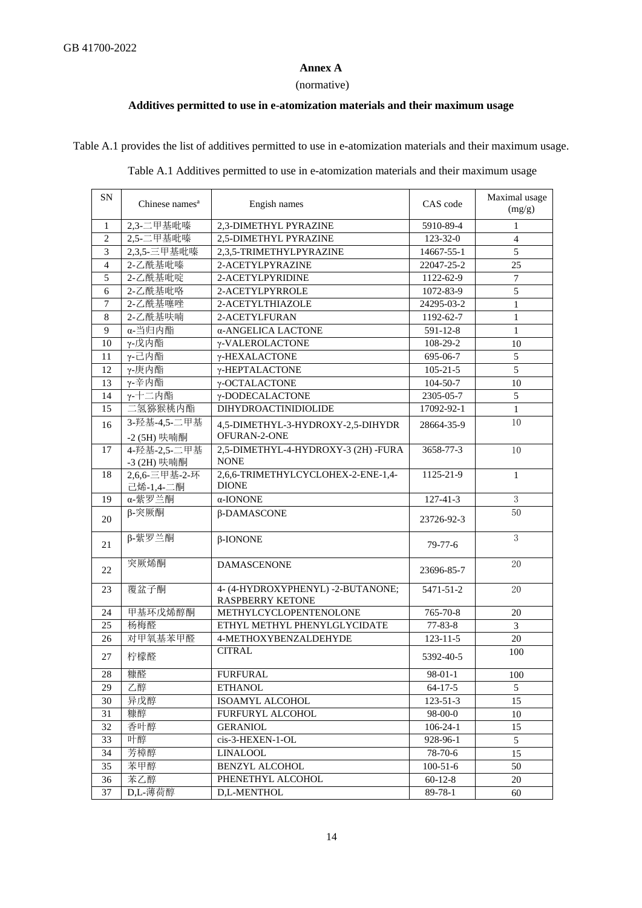## Annex A

(normative)

### Additives permitted to use in e-atomization materials and their maximum usage

Table A.1 provides the list of additives permitted to use in e-atomization materials and their maximum usage.

Table A.1 Additives permitted to use in e-atomization materials and their maximum usage

| SN | Chinese names[a] | Engish names | CAS code | Maximal usage (mg/g) |
|---|---|---|---|---|
| 1 | 2,3-二甲基吡嗪 | 2,3-DIMETHYL PYRAZINE | 5910-89-4 | 1 |
| 2 | 2,5-二甲基吡嗪 | 2,5-DIMETHYL PYRAZINE | 123-32-0 | 4 |
| 3 | 2,3,5-三甲基吡嗪 | 2,3,5-TRIMETHYLPYRAZINE | 14667-55-1 | 5 |
| 4 | 2-乙酰基吡嗪 | 2-ACETYLPYRAZINE | 22047-25-2 | 25 |
| 5 | 2-乙酰基吡啶 | 2-ACETYLPYRIDINE | 1122-62-9 | 7 |
| 6 | 2-乙酰基吡咯 | 2-ACETYLPYRROLE | 1072-83-9 | 5 |
| 7 | 2-乙酰基噻唑 | 2-ACETYLTHIAZOLE | 24295-03-2 | 1 |
| 8 | 2-乙酰基呋喃 | 2-ACETYLFURAN | 1192-62-7 | 1 |
| 9 | α-当归内酯 | α-ANGELICA LACTONE | 591-12-8 | 1 |
| 10 | γ-戊内酯 | γ-VALEROLACTONE | 108-29-2 | 10 |
| 11 | γ-己内酯 | γ-HEXALACTONE | 695-06-7 | 5 |
| 12 | γ-庚内酯 | γ-HEPTALACTONE | 105-21-5 | 5 |
| 13 | γ-辛内酯 | γ-OCTALACTONE | 104-50-7 | 10 |
| 14 | γ-十二内酯 | γ-DODECALACTONE | 2305-05-7 | 5 |
| 15 | 二氢猕猴桃内酯 | DIHYDROACTINIDIOLIDE | 17092-92-1 | 1 |
| 16 | 3-羟基-4,5-二甲基-2 (5H) 呋喃酮 | 4,5-DIMETHYL-3-HYDROXY-2,5-DIHYDROFURAN-2-ONE | 28664-35-9 | 10 |
| 17 | 4-羟基-2,5-二甲基-3 (2H) 呋喃酮 | 2,5-DIMETHYL-4-HYDROXY-3 (2H) -FURANONE | 3658-77-3 | 10 |
| 18 | 2,6,6-三甲基-2-环己烯-1,4-二酮 | 2,6,6-TRIMETHYLCYCLOHEX-2-ENE-1,4-DIONE | 1125-21-9 | 1 |
| 19 | α-紫罗兰酮 | α-IONONE | 127-41-3 | 3 |
| 20 | β-突厥酮 | β-DAMASCONE | 23726-92-3 | 50 |
| 21 | β-紫罗兰酮 | β-IONONE | 79-77-6 | 3 |
| 22 | 突厥烯酮 | DAMASCENONE | 23696-85-7 | 20 |
| 23 | 覆盆子酮 | 4- (4-HYDROXYPHENYL) -2-BUTANONE; RASPBERRY KETONE | 5471-51-2 | 20 |
| 24 | 甲基环戊烯醇酮 | METHYLCYCLOPENTENOLONE | 765-70-8 | 20 |
| 25 | 杨梅醛 | ETHYL METHYL PHENYLGLYCIDATE | 77-83-8 | 3 |
| 26 | 对甲氧基苯甲醛 | 4-METHOXYBENZALDEHYDE | 123-11-5 | 20 |
| 27 | 柠檬醛 | CITRAL | 5392-40-5 | 100 |
| 28 | 糠醛 | FURFURAL | 98-01-1 | 100 |
| 29 | 乙醇 | ETHANOL | 64-17-5 | 5 |
| 30 | 异戊醇 | ISOAMYL ALCOHOL | 123-51-3 | 15 |
| 31 | 糠醇 | FURFURYL ALCOHOL | 98-00-0 | 10 |
| 32 | 香叶醇 | GERANIOL | 106-24-1 | 15 |
| 33 | 叶醇 | cis-3-HEXEN-1-OL | 928-96-1 | 5 |
| 34 | 芳樟醇 | LINALOOL | 78-70-6 | 15 |
| 35 | 苯甲醇 | BENZYL ALCOHOL | 100-51-6 | 50 |
| 36 | 苯乙醇 | PHENETHYL ALCOHOL | 60-12-8 | 20 |
| 37 | D,L-薄荷醇 | D,L-MENTHOL | 89-78-1 | 60 |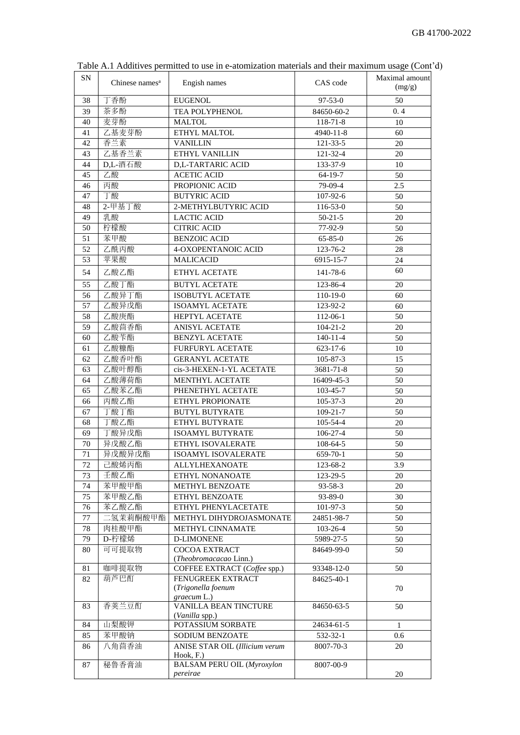Table A.1 Additives permitted to use in e-atomization materials and their maximum usage (Cont'd)

| SN | Chinese names[a] | Engish names | CAS code | Maximal amount (mg/g) |
|---|---|---|---|---|
| 38 | 丁香酚 | EUGENOL | 97-53-0 | 50 |
| 39 | 茶多酚 | TEA POLYPHENOL | 84650-60-2 | 0. 4 |
| 40 | 麦芽酚 | MALTOL | 118-71-8 | 10 |
| 41 | 乙基麦芽酚 | ETHYL MALTOL | 4940-11-8 | 60 |
| 42 | 香兰素 | VANILLIN | 121-33-5 | 20 |
| 43 | 乙基香兰素 | ETHYL VANILLIN | 121-32-4 | 20 |
| 44 | D,L-酒石酸 | D,L-TARTARIC ACID | 133-37-9 | 10 |
| 45 | 乙酸 | ACETIC ACID | 64-19-7 | 50 |
| 46 | 丙酸 | PROPIONIC ACID | 79-09-4 | 2.5 |
| 47 | 丁酸 | BUTYRIC ACID | 107-92-6 | 50 |
| 48 | 2-甲基丁酸 | 2-METHYLBUTYRIC ACID | 116-53-0 | 50 |
| 49 | 乳酸 | LACTIC ACID | 50-21-5 | 20 |
| 50 | 柠檬酸 | CITRIC ACID | 77-92-9 | 50 |
| 51 | 苯甲酸 | BENZOIC ACID | 65-85-0 | 26 |
| 52 | 乙酰丙酸 | 4-OXOPENTANOIC ACID | 123-76-2 | 28 |
| 53 | 苹果酸 | MALICACID | 6915-15-7 | 24 |
| 54 | 乙酸乙酯 | ETHYL ACETATE | 141-78-6 | 60 |
| 55 | 乙酸丁酯 | BUTYL ACETATE | 123-86-4 | 20 |
| 56 | 乙酸异丁酯 | ISOBUTYL ACETATE | 110-19-0 | 60 |
| 57 | 乙酸异戊酯 | ISOAMYL ACETATE | 123-92-2 | 60 |
| 58 | 乙酸庚酯 | HEPTYL ACETATE | 112-06-1 | 50 |
| 59 | 乙酸茴香酯 | ANISYL ACETATE | 104-21-2 | 20 |
| 60 | 乙酸苄酯 | BENZYL ACETATE | 140-11-4 | 50 |
| 61 | 乙酸糠酯 | FURFURYL ACETATE | 623-17-6 | 10 |
| 62 | 乙酸香叶酯 | GERANYL ACETATE | 105-87-3 | 15 |
| 63 | 乙酸叶醇酯 | cis-3-HEXEN-1-YL ACETATE | 3681-71-8 | 50 |
| 64 | 乙酸薄荷酯 | MENTHYL ACETATE | 16409-45-3 | 50 |
| 65 | 乙酸苯乙酯 | PHENETHYL ACETATE | 103-45-7 | 50 |
| 66 | 丙酸乙酯 | ETHYL PROPIONATE | 105-37-3 | 20 |
| 67 | 丁酸丁酯 | BUTYL BUTYRATE | 109-21-7 | 50 |
| 68 | 丁酸乙酯 | ETHYL BUTYRATE | 105-54-4 | 20 |
| 69 | 丁酸异戊酯 | ISOAMYL BUTYRATE | 106-27-4 | 50 |
| 70 | 异戊酸乙酯 | ETHYL ISOVALERATE | 108-64-5 | 50 |
| 71 | 异戊酸异戊酯 | ISOAMYL ISOVALERATE | 659-70-1 | 50 |
| 72 | 己酸烯丙酯 | ALLYLHEXANOATE | 123-68-2 | 3.9 |
| 73 | 壬酸乙酯 | ETHYL NONANOATE | 123-29-5 | 20 |
| 74 | 苯甲酸甲酯 | METHYL BENZOATE | 93-58-3 | 20 |
| 75 | 苯甲酸乙酯 | ETHYL BENZOATE | 93-89-0 | 30 |
| 76 | 苯乙酸乙酯 | ETHYL PHENYLACETATE | 101-97-3 | 50 |
| 77 | 二氢茉莉酮酸甲酯 | METHYL DIHYDROJASMONATE | 24851-98-7 | 50 |
| 78 | 肉桂酸甲酯 | METHYL CINNAMATE | 103-26-4 | 50 |
| 79 | D-柠檬烯 | D-LIMONENE | 5989-27-5 | 50 |
| 80 | 可可提取物 | COCOA EXTRACT (*Theobromacacao* Linn.) | 84649-99-0 | 50 |
| 81 | 咖啡提取物 | COFFEE EXTRACT (*Coffee* spp.) | 93348-12-0 | 50 |
| 82 | 葫芦巴酊 | FENUGREEK EXTRACT (*Trigonella foenum graecum* L.) | 84625-40-1 | 70 |
| 83 | 香荚兰豆酊 | VANILLA BEAN TINCTURE (*Vanilla* spp.) | 84650-63-5 | 50 |
| 84 | 山梨酸钾 | POTASSIUM SORBATE | 24634-61-5 | 1 |
| 85 | 苯甲酸钠 | SODIUM BENZOATE | 532-32-1 | 0.6 |
| 86 | 八角茴香油 | ANISE STAR OIL (*Illicium verum* Hook, F.) | 8007-70-3 | 20 |
| 87 | 秘鲁香膏油 | BALSAM PERU OIL (*Myroxylon pereirae* | 8007-00-9 | 20 |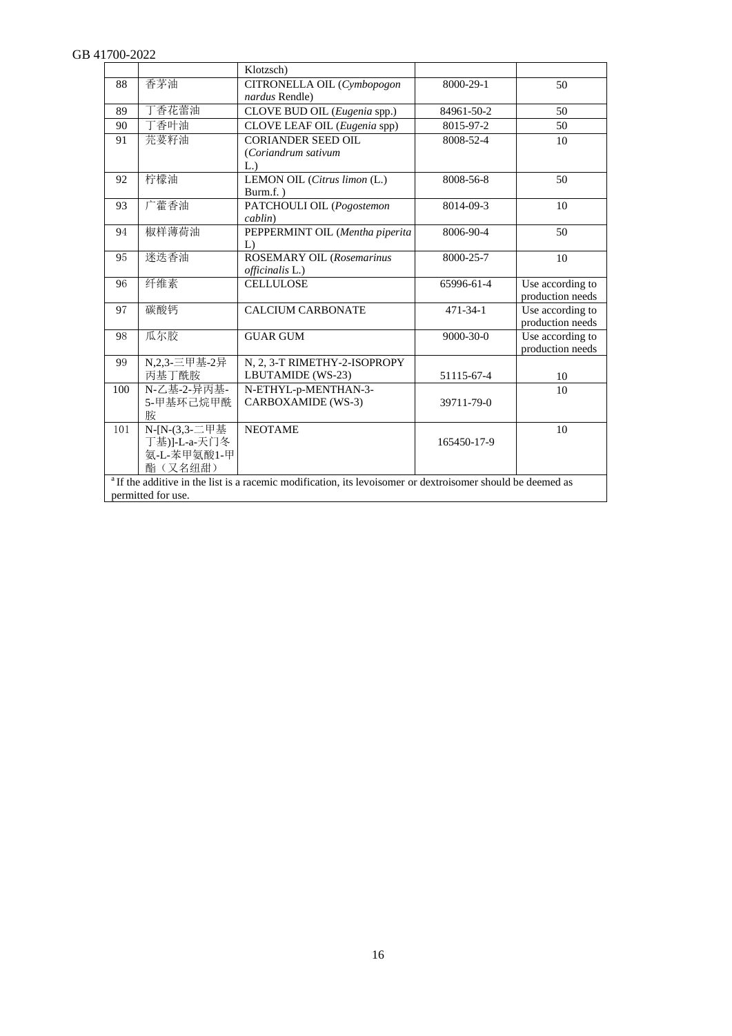| | | Klotzsch) | | |
|---|---|---|---|---|
| 88 | 香茅油 | CITRONELLA OIL (*Cymbopogon nardus* Rendle) | 8000-29-1 | 50 |
| 89 | 丁香花蕾油 | CLOVE BUD OIL (*Eugenia* spp.) | 84961-50-2 | 50 |
| 90 | 丁香叶油 | CLOVE LEAF OIL (*Eugenia* spp) | 8015-97-2 | 50 |
| 91 | 芫荽籽油 | CORIANDER SEED OIL (*Coriandrum sativum* L.) | 8008-52-4 | 10 |
| 92 | 柠檬油 | LEMON OIL (*Citrus limon* (L.) Burm.f. ) | 8008-56-8 | 50 |
| 93 | 广藿香油 | PATCHOULI OIL (*Pogostemon cablin*) | 8014-09-3 | 10 |
| 94 | 椒样薄荷油 | PEPPERMINT OIL (*Mentha piperita* L) | 8006-90-4 | 50 |
| 95 | 迷迭香油 | ROSEMARY OIL (*Rosemarinus officinalis* L.) | 8000-25-7 | 10 |
| 96 | 纤维素 | CELLULOSE | 65996-61-4 | Use according to production needs |
| 97 | 碳酸钙 | CALCIUM CARBONATE | 471-34-1 | Use according to production needs |
| 98 | 瓜尔胶 | GUAR GUM | 9000-30-0 | Use according to production needs |
| 99 | N,2,3-三甲基-2异丙基丁酰胺 | N, 2, 3-T RIMETHY-2-ISOPROPY LBUTAMIDE (WS-23) | 51115-67-4 | 10 |
| 100 | N-乙基-2-异丙基-5-甲基环己烷甲酰胺 | N-ETHYL-p-MENTHAN-3-CARBOXAMIDE (WS-3) | 39711-79-0 | 10 |
| 101 | N-[N-(3,3-二甲基丁基)]-L-a-天门冬氨-L-苯甲氨酸1-甲酯（又名纽甜） | NEOTAME | 165450-17-9 | 10 |

[a] If the additive in the list is a racemic modification, its levoisomer or dextroisomer should be deemed as permitted for use.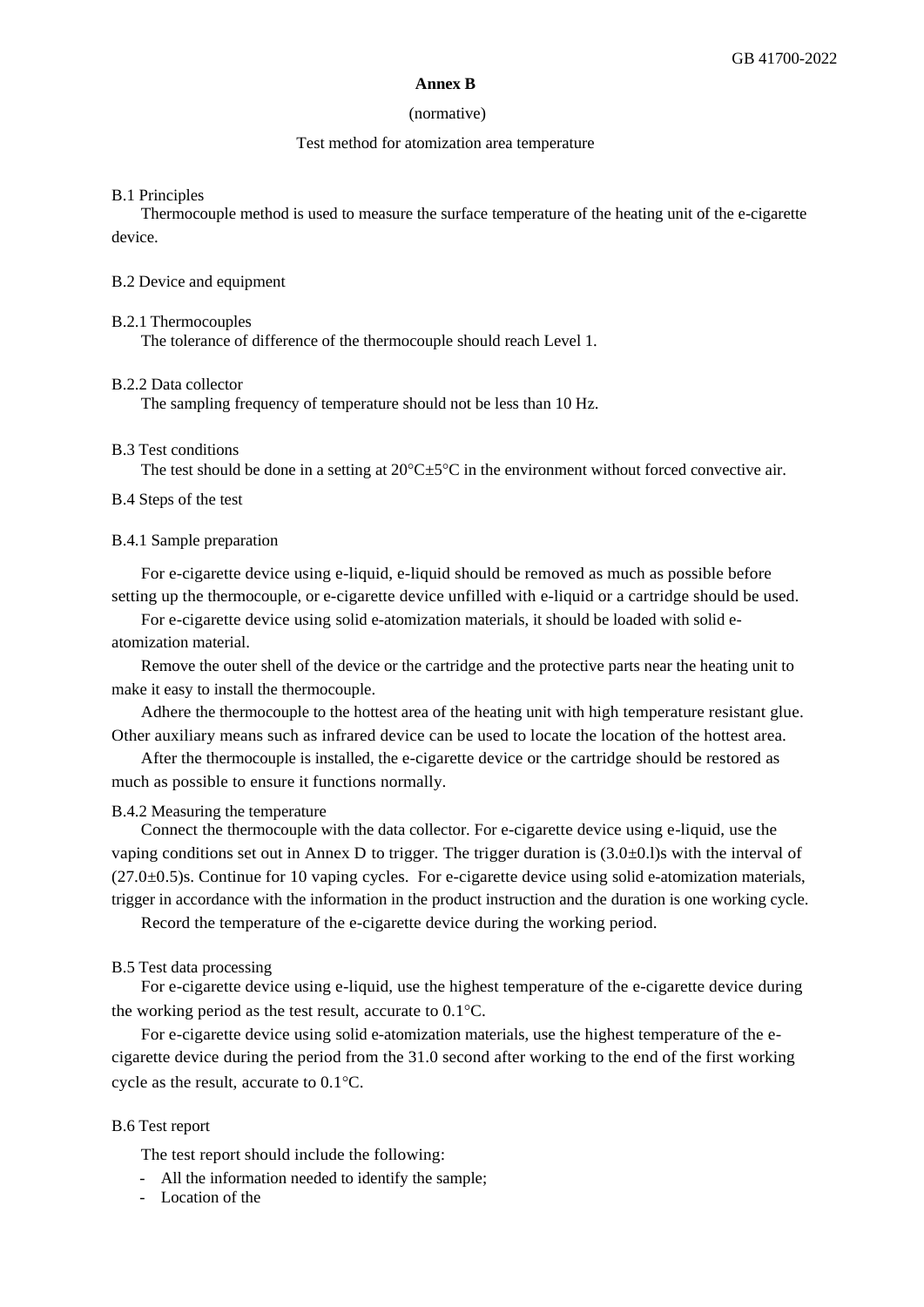# Annex B

(normative)

Test method for atomization area temperature

## B.1 Principles

Thermocouple method is used to measure the surface temperature of the heating unit of the e-cigarette device.

## B.2 Device and equipment

### B.2.1 Thermocouples

The tolerance of difference of the thermocouple should reach Level 1.

### B.2.2 Data collector

The sampling frequency of temperature should not be less than 10 Hz.

## B.3 Test conditions

The test should be done in a setting at 20°C±5°C in the environment without forced convective air.

## B.4 Steps of the test

### B.4.1 Sample preparation

For e-cigarette device using e-liquid, e-liquid should be removed as much as possible before setting up the thermocouple, or e-cigarette device unfilled with e-liquid or a cartridge should be used.

For e-cigarette device using solid e-atomization materials, it should be loaded with solid e-atomization material.

Remove the outer shell of the device or the cartridge and the protective parts near the heating unit to make it easy to install the thermocouple.

Adhere the thermocouple to the hottest area of the heating unit with high temperature resistant glue. Other auxiliary means such as infrared device can be used to locate the location of the hottest area.

After the thermocouple is installed, the e-cigarette device or the cartridge should be restored as much as possible to ensure it functions normally.

### B.4.2 Measuring the temperature

Connect the thermocouple with the data collector. For e-cigarette device using e-liquid, use the vaping conditions set out in Annex D to trigger. The trigger duration is (3.0±0.l)s with the interval of (27.0±0.5)s. Continue for 10 vaping cycles. For e-cigarette device using solid e-atomization materials, trigger in accordance with the information in the product instruction and the duration is one working cycle.

Record the temperature of the e-cigarette device during the working period.

## B.5 Test data processing

For e-cigarette device using e-liquid, use the highest temperature of the e-cigarette device during the working period as the test result, accurate to 0.1°C.

For e-cigarette device using solid e-atomization materials, use the highest temperature of the e-cigarette device during the period from the 31.0 second after working to the end of the first working cycle as the result, accurate to 0.1°C.

## B.6 Test report

The test report should include the following:

- All the information needed to identify the sample;
- Location of the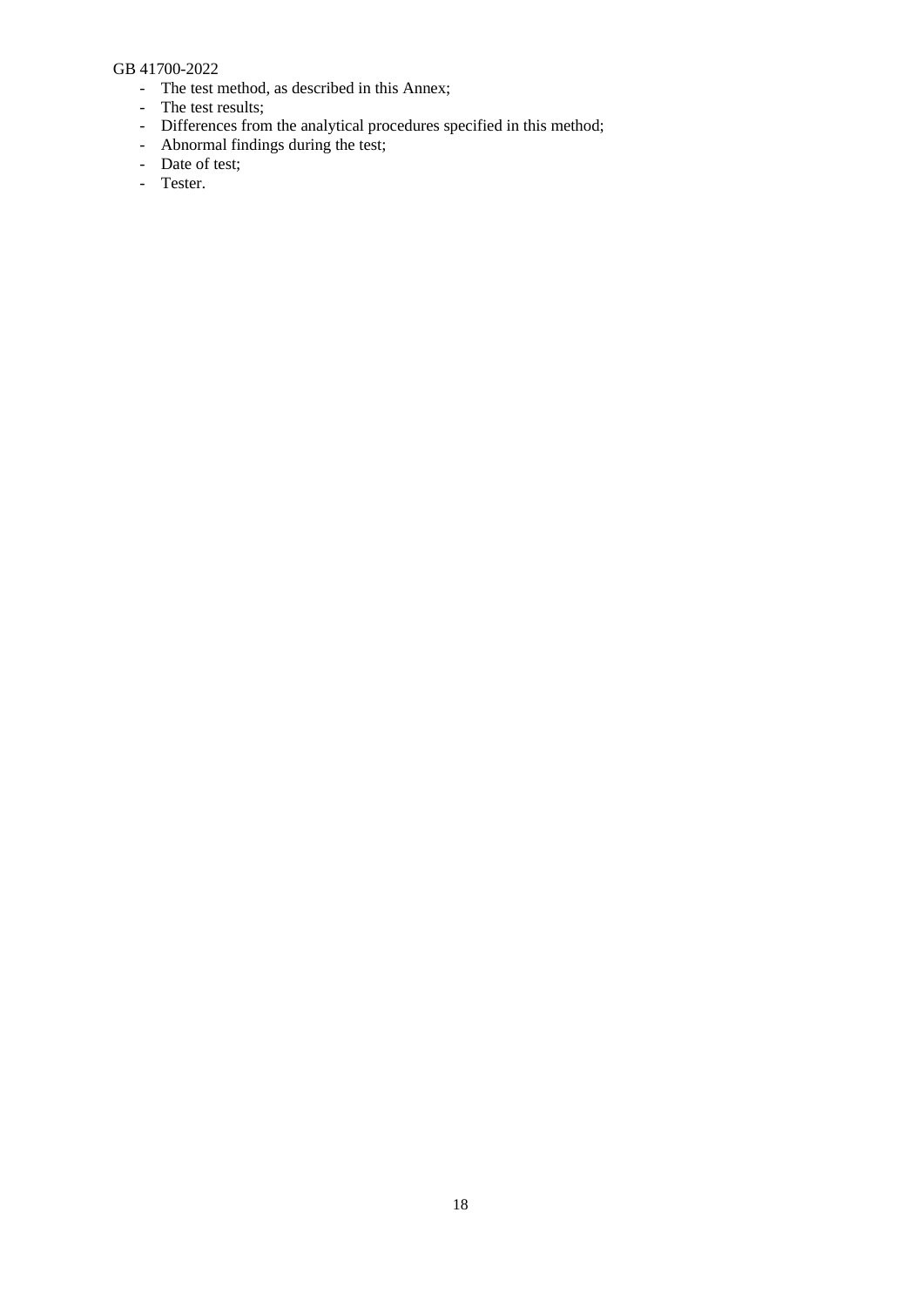- The test method, as described in this Annex;
- The test results;
- Differences from the analytical procedures specified in this method;
- Abnormal findings during the test;
- Date of test;
- Tester.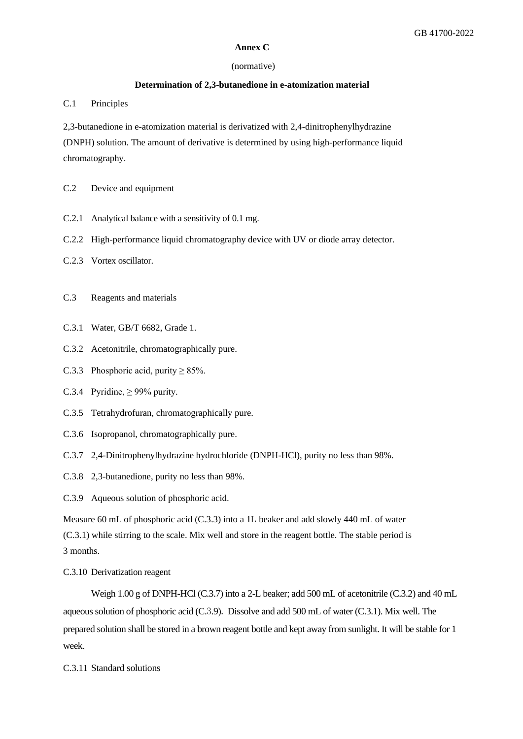## Annex C

(normative)

### Determination of 2,3-butanedione in e-atomization material

C.1 Principles

2,3-butanedione in e-atomization material is derivatized with 2,4-dinitrophenylhydrazine (DNPH) solution. The amount of derivative is determined by using high-performance liquid chromatography.

C.2 Device and equipment

C.2.1 Analytical balance with a sensitivity of 0.1 mg.

C.2.2 High-performance liquid chromatography device with UV or diode array detector.

C.2.3 Vortex oscillator.

C.3 Reagents and materials

C.3.1 Water, GB/T 6682, Grade 1.

C.3.2 Acetonitrile, chromatographically pure.

C.3.3 Phosphoric acid, purity ≥ 85%.

C.3.4 Pyridine, ≥ 99% purity.

C.3.5 Tetrahydrofuran, chromatographically pure.

C.3.6 Isopropanol, chromatographically pure.

C.3.7 2,4-Dinitrophenylhydrazine hydrochloride (DNPH-HCl), purity no less than 98%.

C.3.8 2,3-butanedione, purity no less than 98%.

C.3.9 Aqueous solution of phosphoric acid.

Measure 60 mL of phosphoric acid (C.3.3) into a 1L beaker and add slowly 440 mL of water (C.3.1) while stirring to the scale. Mix well and store in the reagent bottle. The stable period is 3 months.

C.3.10 Derivatization reagent

Weigh 1.00 g of DNPH-HCl (C.3.7) into a 2-L beaker; add 500 mL of acetonitrile (C.3.2) and 40 mL aqueous solution of phosphoric acid (C.3.9). Dissolve and add 500 mL of water (C.3.1). Mix well. The prepared solution shall be stored in a brown reagent bottle and kept away from sunlight. It will be stable for 1 week.

C.3.11 Standard solutions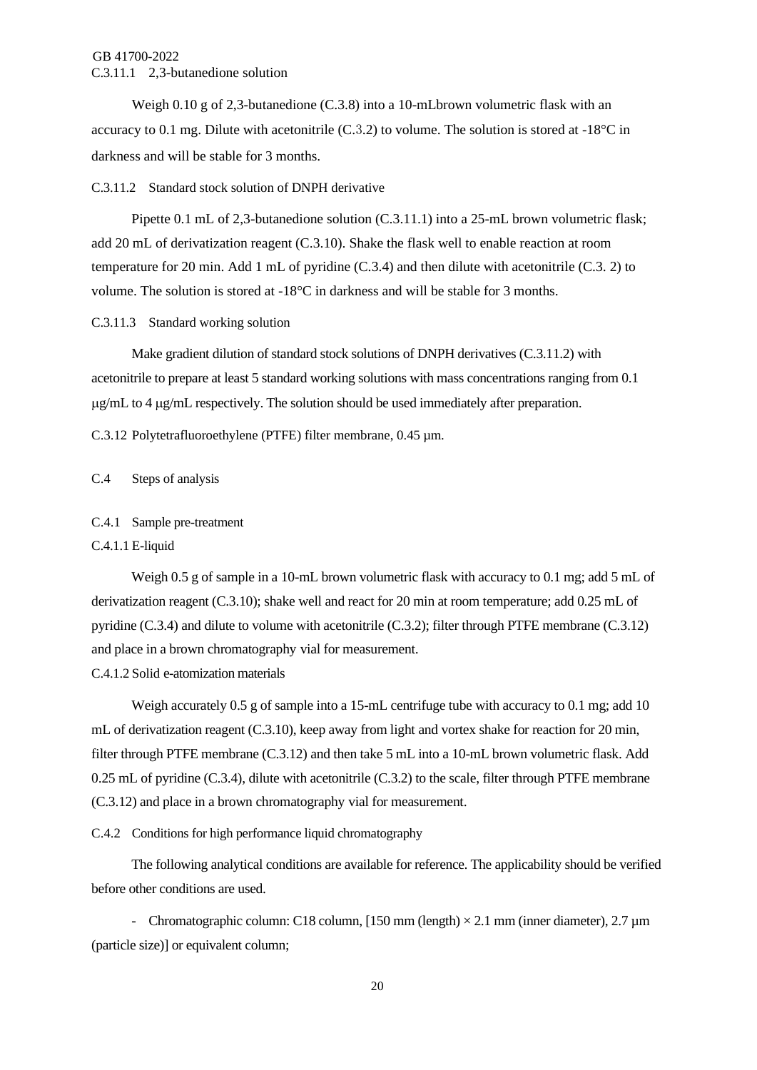C.3.11.1 2,3-butanedione solution

Weigh 0.10 g of 2,3-butanedione (C.3.8) into a 10-mLbrown volumetric flask with an accuracy to 0.1 mg. Dilute with acetonitrile (C.3.2) to volume. The solution is stored at -18°C in darkness and will be stable for 3 months.

C.3.11.2 Standard stock solution of DNPH derivative

Pipette 0.1 mL of 2,3-butanedione solution (C.3.11.1) into a 25-mL brown volumetric flask; add 20 mL of derivatization reagent (C.3.10). Shake the flask well to enable reaction at room temperature for 20 min. Add 1 mL of pyridine (C.3.4) and then dilute with acetonitrile (C.3. 2) to volume. The solution is stored at -18°C in darkness and will be stable for 3 months.

C.3.11.3 Standard working solution

Make gradient dilution of standard stock solutions of DNPH derivatives (C.3.11.2) with acetonitrile to prepare at least 5 standard working solutions with mass concentrations ranging from 0.1 μg/mL to 4 μg/mL respectively. The solution should be used immediately after preparation.

C.3.12 Polytetrafluoroethylene (PTFE) filter membrane, 0.45 μm.

## C.4 Steps of analysis

### C.4.1 Sample pre-treatment

C.4.1.1 E-liquid

Weigh 0.5 g of sample in a 10-mL brown volumetric flask with accuracy to 0.1 mg; add 5 mL of derivatization reagent (C.3.10); shake well and react for 20 min at room temperature; add 0.25 mL of pyridine (C.3.4) and dilute to volume with acetonitrile (C.3.2); filter through PTFE membrane (C.3.12) and place in a brown chromatography vial for measurement.

C.4.1.2 Solid e-atomization materials

Weigh accurately 0.5 g of sample into a 15-mL centrifuge tube with accuracy to 0.1 mg; add 10 mL of derivatization reagent (C.3.10), keep away from light and vortex shake for reaction for 20 min, filter through PTFE membrane (C.3.12) and then take 5 mL into a 10-mL brown volumetric flask. Add 0.25 mL of pyridine (C.3.4), dilute with acetonitrile (C.3.2) to the scale, filter through PTFE membrane (C.3.12) and place in a brown chromatography vial for measurement.

### C.4.2 Conditions for high performance liquid chromatography

The following analytical conditions are available for reference. The applicability should be verified before other conditions are used.

- Chromatographic column: C18 column, [150 mm (length) × 2.1 mm (inner diameter), 2.7 μm (particle size)] or equivalent column;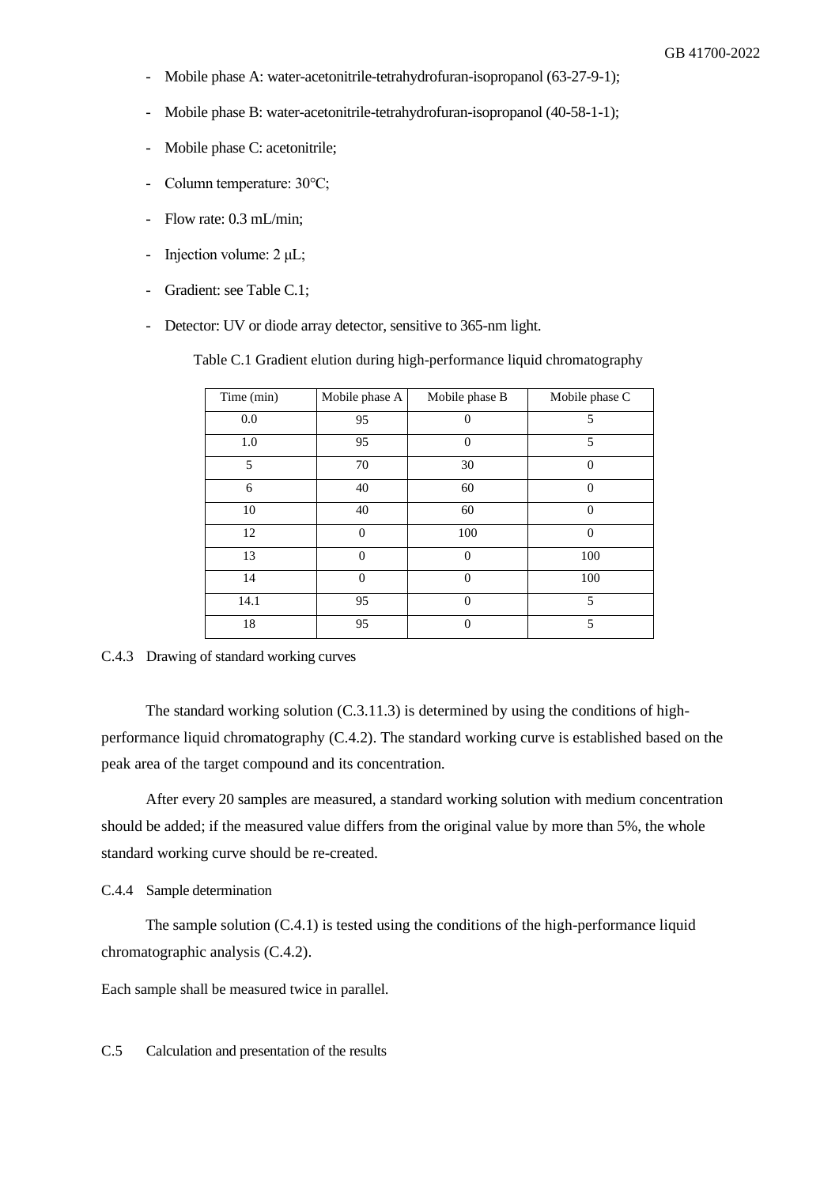- Mobile phase A: water-acetonitrile-tetrahydrofuran-isopropanol (63-27-9-1);
- Mobile phase B: water-acetonitrile-tetrahydrofuran-isopropanol (40-58-1-1);
- Mobile phase C: acetonitrile;
- Column temperature: 30°C;
- Flow rate: 0.3 mL/min;
- Injection volume: 2 μL;
- Gradient: see Table C.1;
- Detector: UV or diode array detector, sensitive to 365-nm light.

Table C.1 Gradient elution during high-performance liquid chromatography

| Time (min) | Mobile phase A | Mobile phase B | Mobile phase C |
|---|---|---|---|
| 0.0 | 95 | 0 | 5 |
| 1.0 | 95 | 0 | 5 |
| 5 | 70 | 30 | 0 |
| 6 | 40 | 60 | 0 |
| 10 | 40 | 60 | 0 |
| 12 | 0 | 100 | 0 |
| 13 | 0 | 0 | 100 |
| 14 | 0 | 0 | 100 |
| 14.1 | 95 | 0 | 5 |
| 18 | 95 | 0 | 5 |

C.4.3 Drawing of standard working curves

The standard working solution (C.3.11.3) is determined by using the conditions of high-performance liquid chromatography (C.4.2). The standard working curve is established based on the peak area of the target compound and its concentration.

After every 20 samples are measured, a standard working solution with medium concentration should be added; if the measured value differs from the original value by more than 5%, the whole standard working curve should be re-created.

C.4.4 Sample determination

The sample solution (C.4.1) is tested using the conditions of the high-performance liquid chromatographic analysis (C.4.2).

Each sample shall be measured twice in parallel.

C.5 Calculation and presentation of the results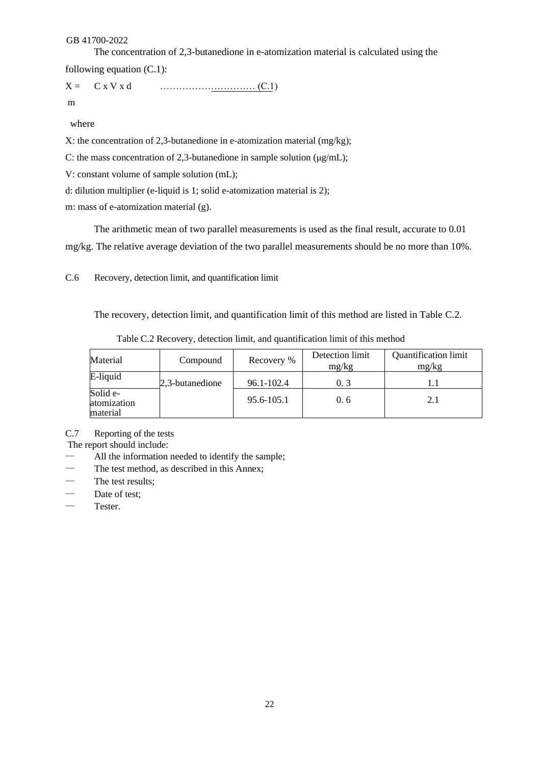The concentration of 2,3-butanedione in e-atomization material is calculated using the following equation (C.1):

$$X = \frac{C \times V \times d}{m} \qquad \text{(C.1)}$$

where

X: the concentration of 2,3-butanedione in e-atomization material (mg/kg);

C: the mass concentration of 2,3-butanedione in sample solution (μg/mL);

V: constant volume of sample solution (mL);

d: dilution multiplier (e-liquid is 1; solid e-atomization material is 2);

m: mass of e-atomization material (g).

The arithmetic mean of two parallel measurements is used as the final result, accurate to 0.01 mg/kg. The relative average deviation of the two parallel measurements should be no more than 10%.

## C.6 Recovery, detection limit, and quantification limit

The recovery, detection limit, and quantification limit of this method are listed in Table C.2.

Table C.2 Recovery, detection limit, and quantification limit of this method

| Material | Compound | Recovery % | Detection limit mg/kg | Quantification limit mg/kg |
|---|---|---|---|---|
| E-liquid | 2,3-butanedione | 96.1-102.4 | 0. 3 | 1.1 |
| Solid e-atomization material | | 95.6-105.1 | 0. 6 | 2.1 |

## C.7 Reporting of the tests

The report should include:

— All the information needed to identify the sample;
— The test method, as described in this Annex;
— The test results;
— Date of test;
— Tester.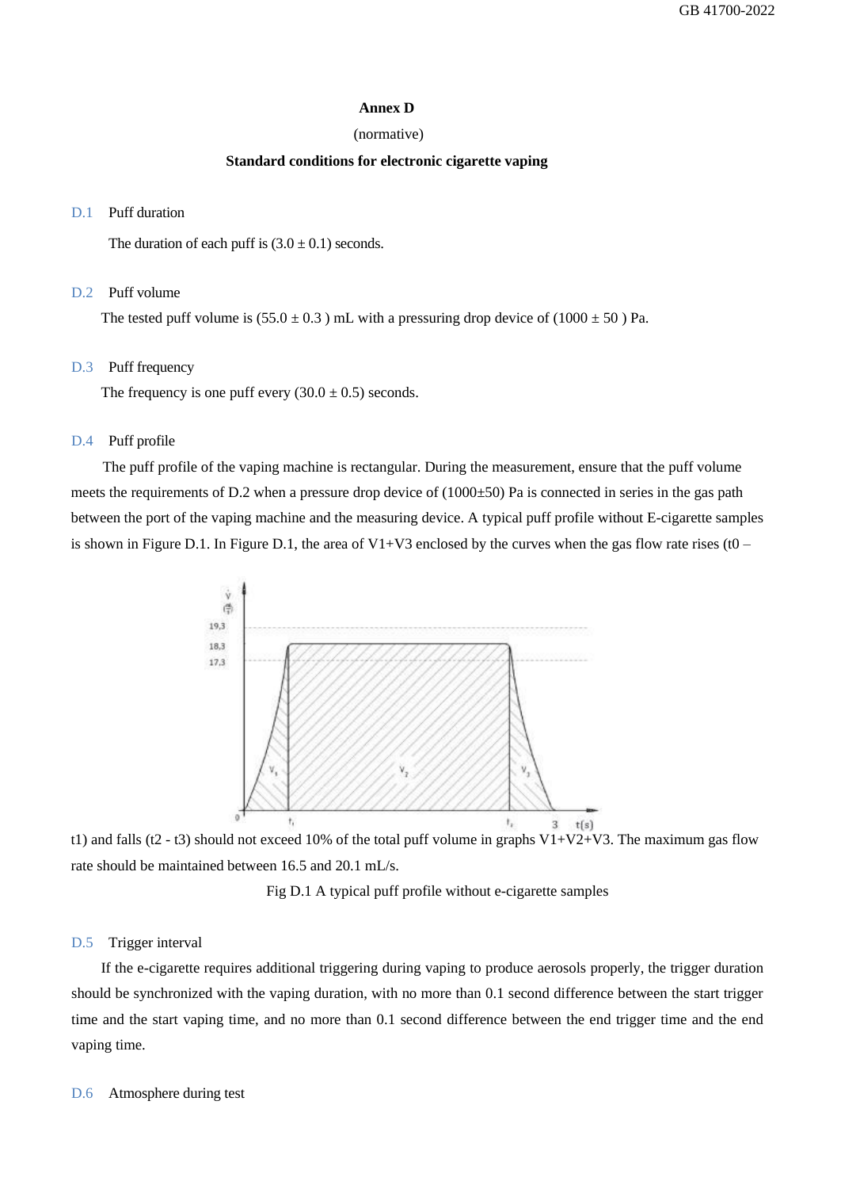# Annex D

(normative)

**Standard conditions for electronic cigarette vaping**

## D.1 Puff duration

The duration of each puff is (3.0 ± 0.1) seconds.

## D.2 Puff volume

The tested puff volume is (55.0 ± 0.3 ) mL with a pressuring drop device of (1000 ± 50 ) Pa.

## D.3 Puff frequency

The frequency is one puff every (30.0 ± 0.5) seconds.

## D.4 Puff profile

The puff profile of the vaping machine is rectangular. During the measurement, ensure that the puff volume meets the requirements of D.2 when a pressure drop device of (1000±50) Pa is connected in series in the gas path between the port of the vaping machine and the measuring device. A typical puff profile without E-cigarette samples is shown in Figure D.1. In Figure D.1, the area of V1+V3 enclosed by the curves when the gas flow rate rises (t0 – t1) and falls (t2 - t3) should not exceed 10% of the total puff volume in graphs V1+V2+V3. The maximum gas flow rate should be maintained between 16.5 and 20.1 mL/s.

Fig D.1 A typical puff profile without e-cigarette samples

## D.5 Trigger interval

If the e-cigarette requires additional triggering during vaping to produce aerosols properly, the trigger duration should be synchronized with the vaping duration, with no more than 0.1 second difference between the start trigger time and the start vaping time, and no more than 0.1 second difference between the end trigger time and the end vaping time.

## D.6 Atmosphere during test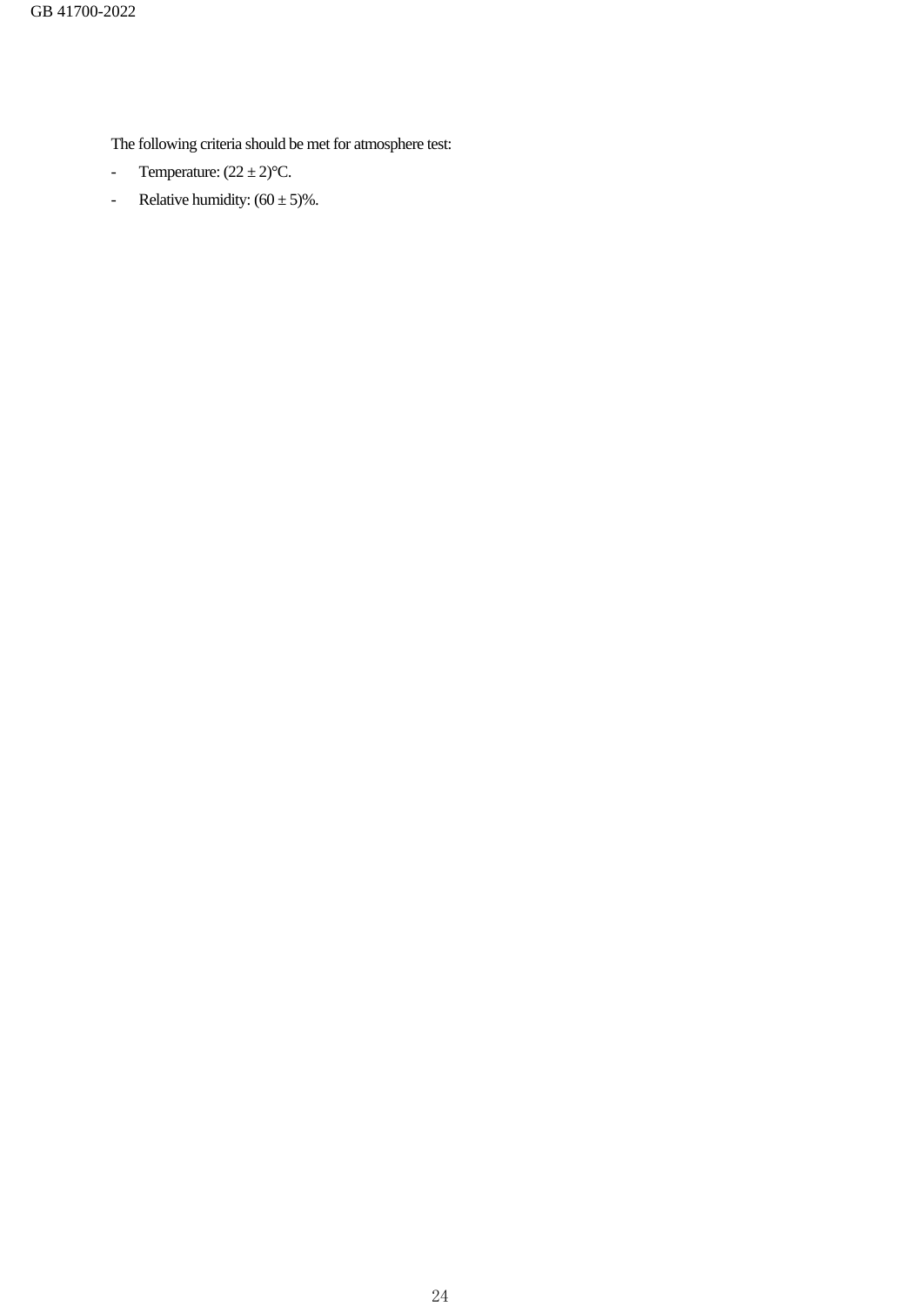The following criteria should be met for atmosphere test:

- Temperature: (22 ± 2)°C.
- Relative humidity: (60 ± 5)%.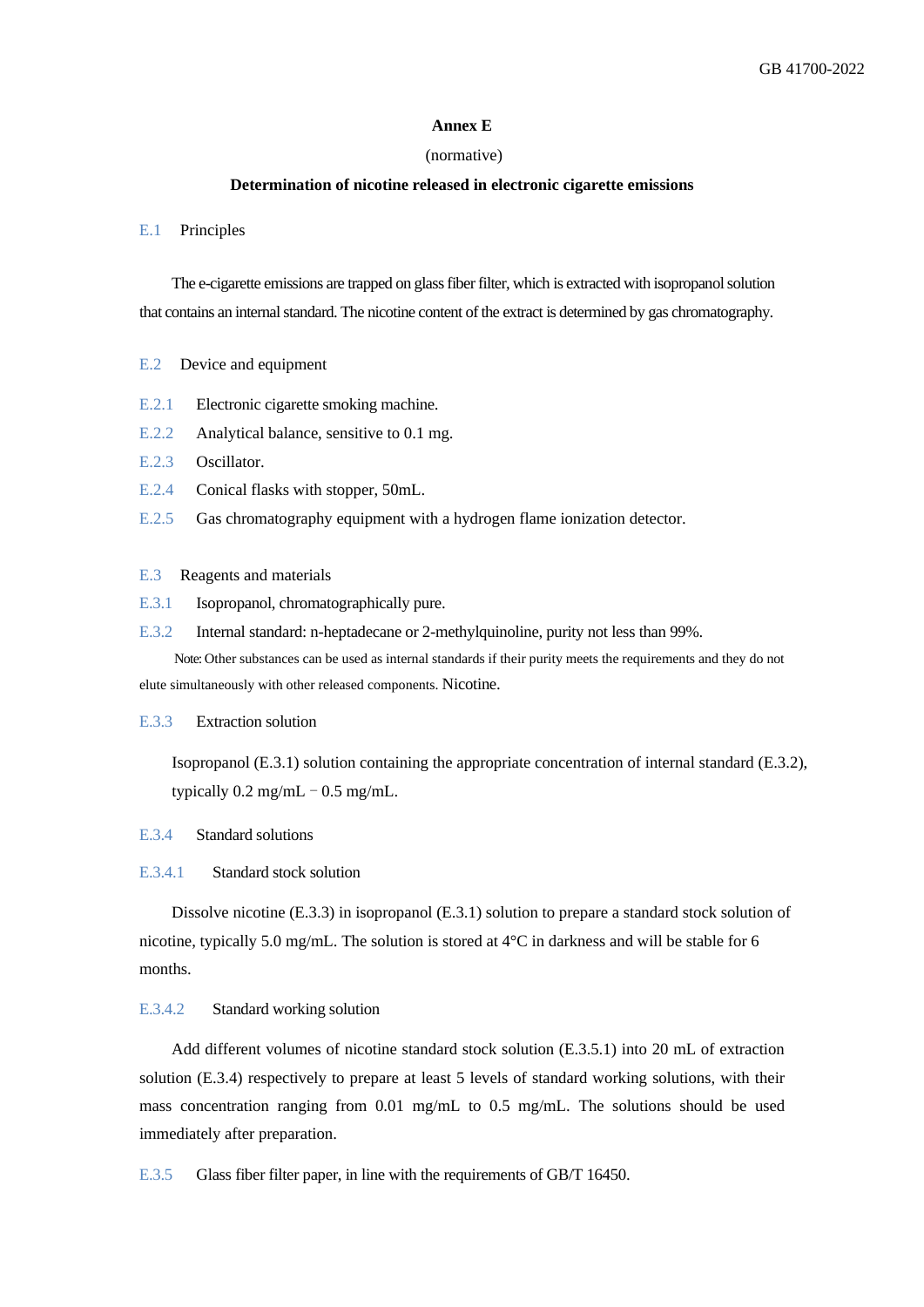# Annex E

(normative)

**Determination of nicotine released in electronic cigarette emissions**

## E.1 Principles

The e-cigarette emissions are trapped on glass fiber filter, which is extracted with isopropanol solution that contains an internal standard. The nicotine content of the extract is determined by gas chromatography.

## E.2 Device and equipment

E.2.1 Electronic cigarette smoking machine.

E.2.2 Analytical balance, sensitive to 0.1 mg.

E.2.3 Oscillator.

E.2.4 Conical flasks with stopper, 50mL.

E.2.5 Gas chromatography equipment with a hydrogen flame ionization detector.

## E.3 Reagents and materials

E.3.1 Isopropanol, chromatographically pure.

E.3.2 Internal standard: n-heptadecane or 2-methylquinoline, purity not less than 99%.

Note: Other substances can be used as internal standards if their purity meets the requirements and they do not elute simultaneously with other released components. Nicotine.

E.3.3 Extraction solution

Isopropanol (E.3.1) solution containing the appropriate concentration of internal standard (E.3.2), typically 0.2 mg/mL－0.5 mg/mL.

E.3.4 Standard solutions

E.3.4.1 Standard stock solution

Dissolve nicotine (E.3.3) in isopropanol (E.3.1) solution to prepare a standard stock solution of nicotine, typically 5.0 mg/mL. The solution is stored at 4°C in darkness and will be stable for 6 months.

E.3.4.2 Standard working solution

Add different volumes of nicotine standard stock solution (E.3.5.1) into 20 mL of extraction solution (E.3.4) respectively to prepare at least 5 levels of standard working solutions, with their mass concentration ranging from 0.01 mg/mL to 0.5 mg/mL. The solutions should be used immediately after preparation.

E.3.5 Glass fiber filter paper, in line with the requirements of GB/T 16450.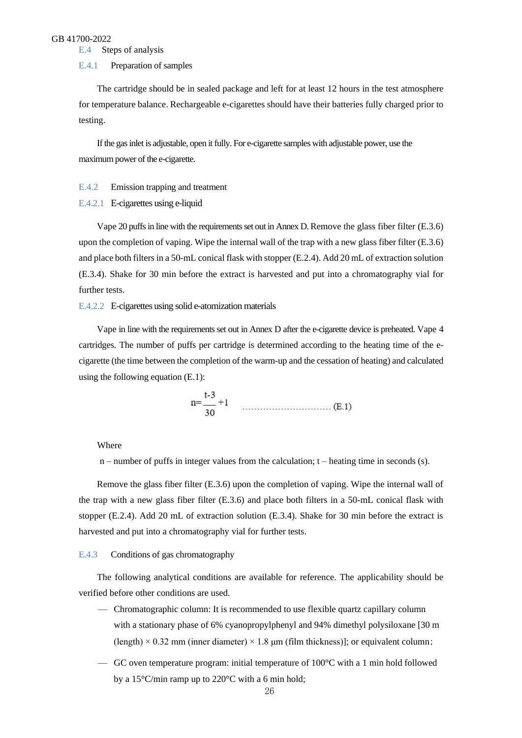### E.4 Steps of analysis

#### E.4.1 Preparation of samples

The cartridge should be in sealed package and left for at least 12 hours in the test atmosphere for temperature balance. Rechargeable e-cigarettes should have their batteries fully charged prior to testing.

If the gas inlet is adjustable, open it fully. For e-cigarette samples with adjustable power, use the maximum power of the e-cigarette.

#### E.4.2 Emission trapping and treatment

##### E.4.2.1 E-cigarettes using e-liquid

Vape 20 puffs in line with the requirements set out in Annex D. Remove the glass fiber filter (E.3.6) upon the completion of vaping. Wipe the internal wall of the trap with a new glass fiber filter (E.3.6) and place both filters in a 50-mL conical flask with stopper (E.2.4). Add 20 mL of extraction solution (E.3.4). Shake for 30 min before the extract is harvested and put into a chromatography vial for further tests.

##### E.4.2.2 E-cigarettes using solid e-atomization materials

Vape in line with the requirements set out in Annex D after the e-cigarette device is preheated. Vape 4 cartridges. The number of puffs per cartridge is determined according to the heating time of the e-cigarette (the time between the completion of the warm-up and the cessation of heating) and calculated using the following equation (E.1):

$$n=\frac{t-3}{30}+1 \quad \text{(E.1)}$$

Where

n – number of puffs in integer values from the calculation; t – heating time in seconds (s).

Remove the glass fiber filter (E.3.6) upon the completion of vaping. Wipe the internal wall of the trap with a new glass fiber filter (E.3.6) and place both filters in a 50-mL conical flask with stopper (E.2.4). Add 20 mL of extraction solution (E.3.4). Shake for 30 min before the extract is harvested and put into a chromatography vial for further tests.

#### E.4.3 Conditions of gas chromatography

The following analytical conditions are available for reference. The applicability should be verified before other conditions are used.

- Chromatographic column: It is recommended to use flexible quartz capillary column with a stationary phase of 6% cyanopropylphenyl and 94% dimethyl polysiloxane [30 m (length) × 0.32 mm (inner diameter) × 1.8 μm (film thickness)]; or equivalent column;
- GC oven temperature program: initial temperature of 100°C with a 1 min hold followed by a 15°C/min ramp up to 220°C with a 6 min hold;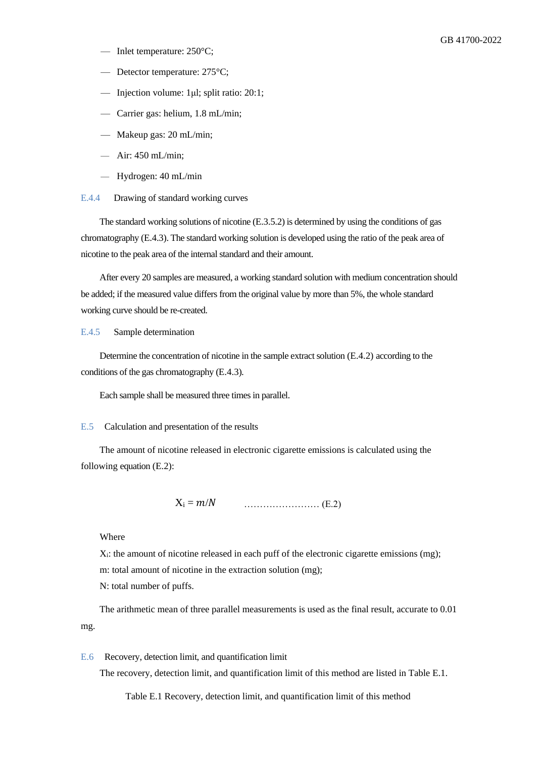— Inlet temperature: 250°C;

— Detector temperature: 275°C;

— Injection volume: 1μl; split ratio: 20:1;

— Carrier gas: helium, 1.8 mL/min;

— Makeup gas: 20 mL/min;

— Air: 450 mL/min;

— Hydrogen: 40 mL/min

### E.4.4 Drawing of standard working curves

The standard working solutions of nicotine (E.3.5.2) is determined by using the conditions of gas chromatography (E.4.3). The standard working solution is developed using the ratio of the peak area of nicotine to the peak area of the internal standard and their amount.

After every 20 samples are measured, a working standard solution with medium concentration should be added; if the measured value differs from the original value by more than 5%, the whole standard working curve should be re-created.

### E.4.5 Sample determination

Determine the concentration of nicotine in the sample extract solution (E.4.2) according to the conditions of the gas chromatography (E.4.3).

Each sample shall be measured three times in parallel.

## E.5 Calculation and presentation of the results

The amount of nicotine released in electronic cigarette emissions is calculated using the following equation (E.2):

$$X_i = m/N \quad \text{…………………… (E.2)}$$

Where

$X_i$: the amount of nicotine released in each puff of the electronic cigarette emissions (mg);
m: total amount of nicotine in the extraction solution (mg);
N: total number of puffs.

The arithmetic mean of three parallel measurements is used as the final result, accurate to 0.01 mg.

## E.6 Recovery, detection limit, and quantification limit

The recovery, detection limit, and quantification limit of this method are listed in Table E.1.

Table E.1 Recovery, detection limit, and quantification limit of this method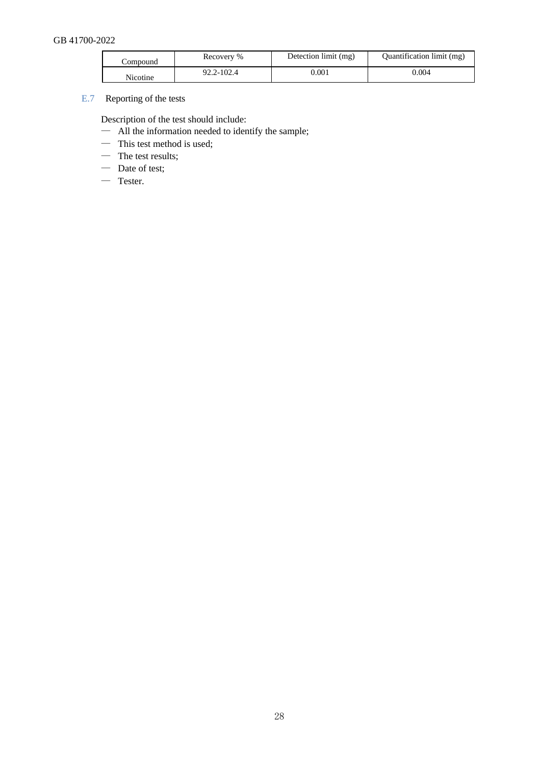| Compound | Recovery % | Detection limit (mg) | Quantification limit (mg) |
|---|---|---|---|
| Nicotine | 92.2-102.4 | 0.001 | 0.004 |

## E.7 Reporting of the tests

Description of the test should include:

— All the information needed to identify the sample;

— This test method is used;

— The test results;

— Date of test;

— Tester.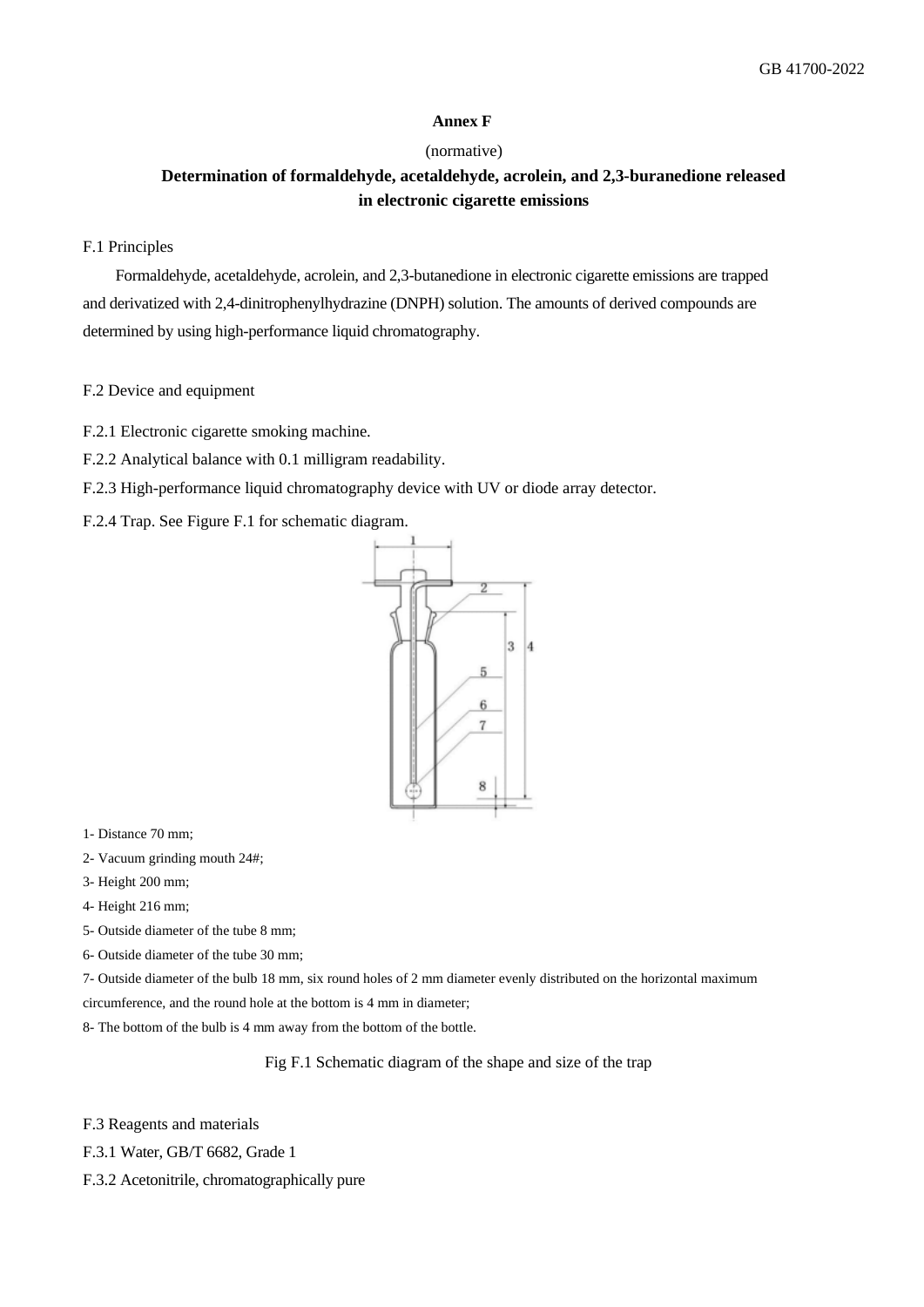## Annex F

(normative)

### Determination of formaldehyde, acetaldehyde, acrolein, and 2,3-buranedione released in electronic cigarette emissions

F.1 Principles

Formaldehyde, acetaldehyde, acrolein, and 2,3-butanedione in electronic cigarette emissions are trapped and derivatized with 2,4-dinitrophenylhydrazine (DNPH) solution. The amounts of derived compounds are determined by using high-performance liquid chromatography.

F.2 Device and equipment

F.2.1 Electronic cigarette smoking machine.

F.2.2 Analytical balance with 0.1 milligram readability.

F.2.3 High-performance liquid chromatography device with UV or diode array detector.

F.2.4 Trap. See Figure F.1 for schematic diagram.

1- Distance 70 mm;

2- Vacuum grinding mouth 24#;

3- Height 200 mm;

4- Height 216 mm;

5- Outside diameter of the tube 8 mm;

6- Outside diameter of the tube 30 mm;

7- Outside diameter of the bulb 18 mm, six round holes of 2 mm diameter evenly distributed on the horizontal maximum circumference, and the round hole at the bottom is 4 mm in diameter;

8- The bottom of the bulb is 4 mm away from the bottom of the bottle.

Fig F.1 Schematic diagram of the shape and size of the trap

F.3 Reagents and materials

F.3.1 Water, GB/T 6682, Grade 1

F.3.2 Acetonitrile, chromatographically pure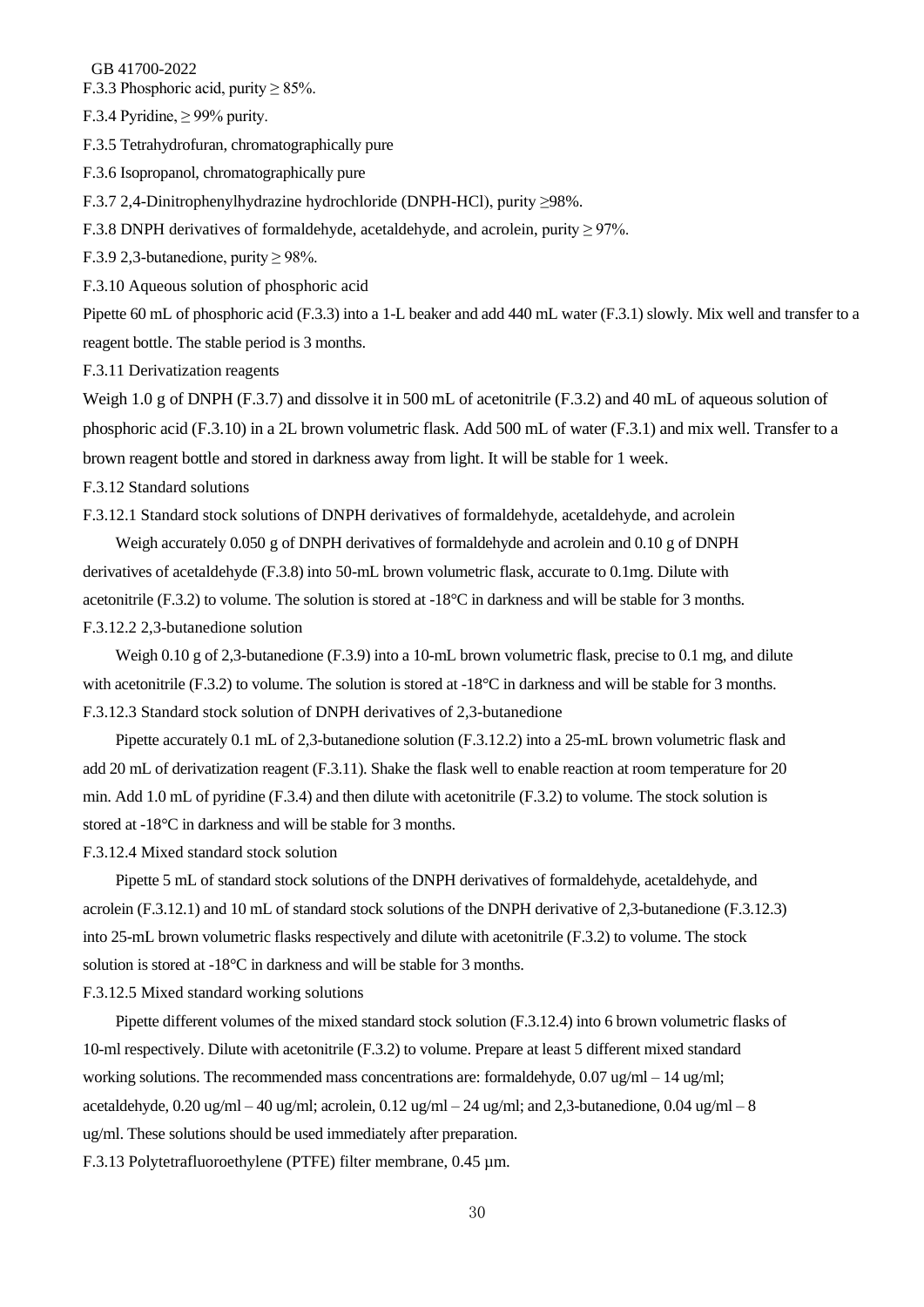F.3.3 Phosphoric acid, purity ≥ 85%.

F.3.4 Pyridine, ≥ 99% purity.

F.3.5 Tetrahydrofuran, chromatographically pure

F.3.6 Isopropanol, chromatographically pure

F.3.7 2,4-Dinitrophenylhydrazine hydrochloride (DNPH-HCl), purity ≥98%.

F.3.8 DNPH derivatives of formaldehyde, acetaldehyde, and acrolein, purity ≥ 97%.

F.3.9 2,3-butanedione, purity ≥ 98%.

F.3.10 Aqueous solution of phosphoric acid

Pipette 60 mL of phosphoric acid (F.3.3) into a 1-L beaker and add 440 mL water (F.3.1) slowly. Mix well and transfer to a reagent bottle. The stable period is 3 months.

F.3.11 Derivatization reagents

Weigh 1.0 g of DNPH (F.3.7) and dissolve it in 500 mL of acetonitrile (F.3.2) and 40 mL of aqueous solution of phosphoric acid (F.3.10) in a 2L brown volumetric flask. Add 500 mL of water (F.3.1) and mix well. Transfer to a brown reagent bottle and stored in darkness away from light. It will be stable for 1 week.

F.3.12 Standard solutions

F.3.12.1 Standard stock solutions of DNPH derivatives of formaldehyde, acetaldehyde, and acrolein

Weigh accurately 0.050 g of DNPH derivatives of formaldehyde and acrolein and 0.10 g of DNPH derivatives of acetaldehyde (F.3.8) into 50-mL brown volumetric flask, accurate to 0.1mg. Dilute with acetonitrile (F.3.2) to volume. The solution is stored at -18°C in darkness and will be stable for 3 months.

F.3.12.2 2,3-butanedione solution

Weigh 0.10 g of 2,3-butanedione (F.3.9) into a 10-mL brown volumetric flask, precise to 0.1 mg, and dilute with acetonitrile (F.3.2) to volume. The solution is stored at -18°C in darkness and will be stable for 3 months.

F.3.12.3 Standard stock solution of DNPH derivatives of 2,3-butanedione

Pipette accurately 0.1 mL of 2,3-butanedione solution (F.3.12.2) into a 25-mL brown volumetric flask and add 20 mL of derivatization reagent (F.3.11). Shake the flask well to enable reaction at room temperature for 20 min. Add 1.0 mL of pyridine (F.3.4) and then dilute with acetonitrile (F.3.2) to volume. The stock solution is stored at -18°C in darkness and will be stable for 3 months.

F.3.12.4 Mixed standard stock solution

Pipette 5 mL of standard stock solutions of the DNPH derivatives of formaldehyde, acetaldehyde, and acrolein (F.3.12.1) and 10 mL of standard stock solutions of the DNPH derivative of 2,3-butanedione (F.3.12.3) into 25-mL brown volumetric flasks respectively and dilute with acetonitrile (F.3.2) to volume. The stock solution is stored at -18°C in darkness and will be stable for 3 months.

F.3.12.5 Mixed standard working solutions

Pipette different volumes of the mixed standard stock solution (F.3.12.4) into 6 brown volumetric flasks of 10-ml respectively. Dilute with acetonitrile (F.3.2) to volume. Prepare at least 5 different mixed standard working solutions. The recommended mass concentrations are: formaldehyde, 0.07 ug/ml – 14 ug/ml; acetaldehyde, 0.20 ug/ml – 40 ug/ml; acrolein, 0.12 ug/ml – 24 ug/ml; and 2,3-butanedione, 0.04 ug/ml – 8 ug/ml. These solutions should be used immediately after preparation.

F.3.13 Polytetrafluoroethylene (PTFE) filter membrane, 0.45 µm.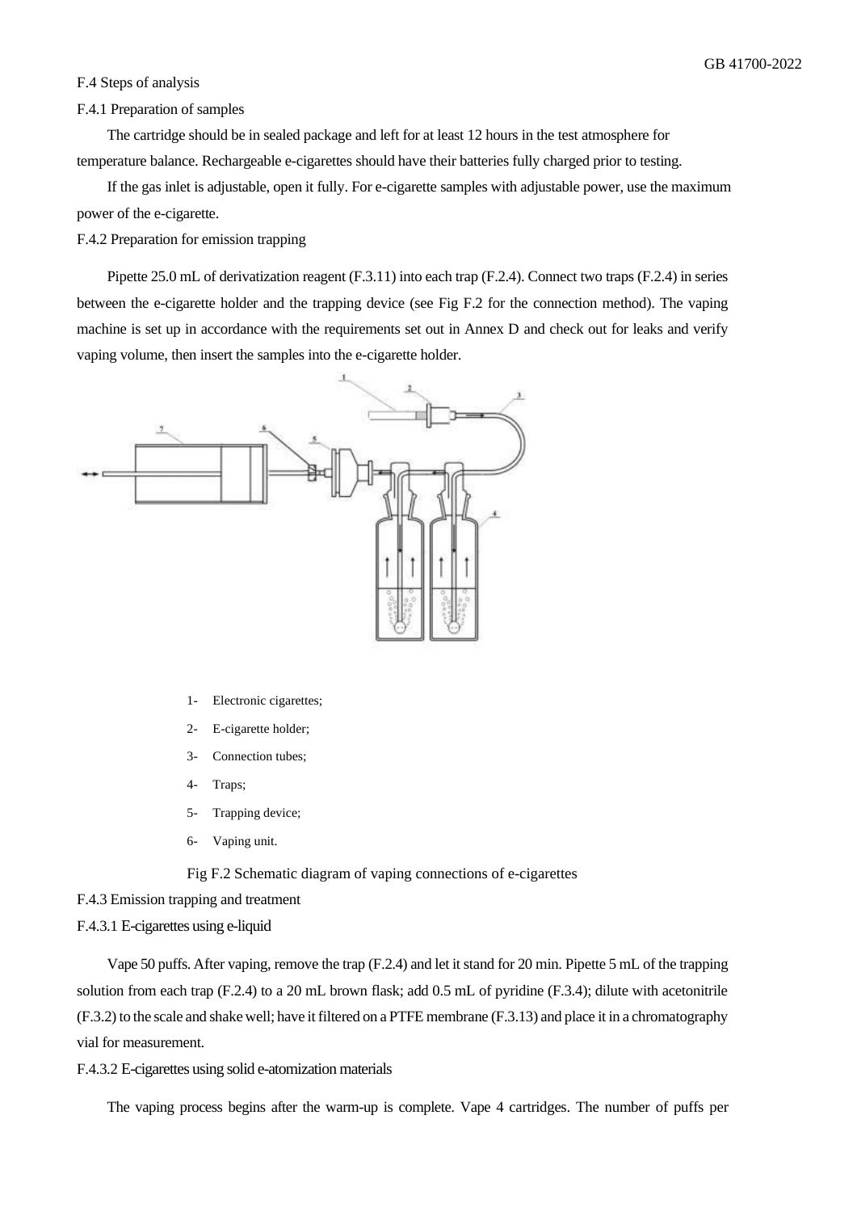F.4 Steps of analysis

F.4.1 Preparation of samples

The cartridge should be in sealed package and left for at least 12 hours in the test atmosphere for temperature balance. Rechargeable e-cigarettes should have their batteries fully charged prior to testing.

If the gas inlet is adjustable, open it fully. For e-cigarette samples with adjustable power, use the maximum power of the e-cigarette.

F.4.2 Preparation for emission trapping

Pipette 25.0 mL of derivatization reagent (F.3.11) into each trap (F.2.4). Connect two traps (F.2.4) in series between the e-cigarette holder and the trapping device (see Fig F.2 for the connection method). The vaping machine is set up in accordance with the requirements set out in Annex D and check out for leaks and verify vaping volume, then insert the samples into the e-cigarette holder.

1- Electronic cigarettes;
2- E-cigarette holder;
3- Connection tubes;
4- Traps;
5- Trapping device;
6- Vaping unit.

Fig F.2 Schematic diagram of vaping connections of e-cigarettes

F.4.3 Emission trapping and treatment

F.4.3.1 E-cigarettes using e-liquid

Vape 50 puffs. After vaping, remove the trap (F.2.4) and let it stand for 20 min. Pipette 5 mL of the trapping solution from each trap (F.2.4) to a 20 mL brown flask; add 0.5 mL of pyridine (F.3.4); dilute with acetonitrile (F.3.2) to the scale and shake well; have it filtered on a PTFE membrane (F.3.13) and place it in a chromatography vial for measurement.

F.4.3.2 E-cigarettes using solid e-atomization materials

The vaping process begins after the warm-up is complete. Vape 4 cartridges. The number of puffs per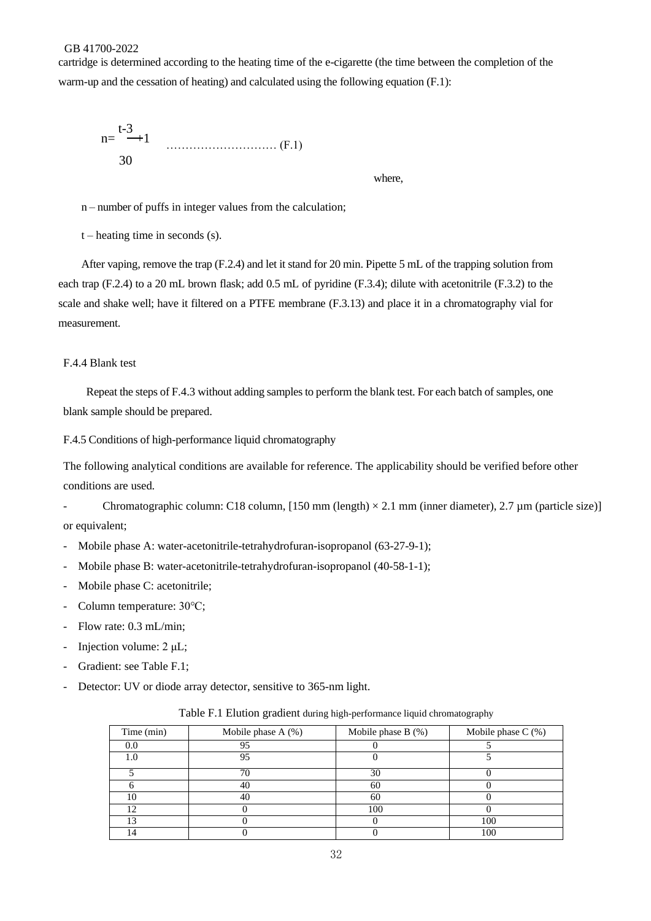cartridge is determined according to the heating time of the e-cigarette (the time between the completion of the warm-up and the cessation of heating) and calculated using the following equation (F.1):

$$n = \frac{t-3}{30} + 1 \quad \text{............................ (F.1)}$$

where,

n – number of puffs in integer values from the calculation;

t – heating time in seconds (s).

After vaping, remove the trap (F.2.4) and let it stand for 20 min. Pipette 5 mL of the trapping solution from each trap (F.2.4) to a 20 mL brown flask; add 0.5 mL of pyridine (F.3.4); dilute with acetonitrile (F.3.2) to the scale and shake well; have it filtered on a PTFE membrane (F.3.13) and place it in a chromatography vial for measurement.

F.4.4 Blank test

Repeat the steps of F.4.3 without adding samples to perform the blank test. For each batch of samples, one blank sample should be prepared.

F.4.5 Conditions of high-performance liquid chromatography

The following analytical conditions are available for reference. The applicability should be verified before other conditions are used.

- Chromatographic column: C18 column, [150 mm (length) × 2.1 mm (inner diameter), 2.7 µm (particle size)] or equivalent;
- Mobile phase A: water-acetonitrile-tetrahydrofuran-isopropanol (63-27-9-1);
- Mobile phase B: water-acetonitrile-tetrahydrofuran-isopropanol (40-58-1-1);
- Mobile phase C: acetonitrile;
- Column temperature: 30°C;
- Flow rate: 0.3 mL/min;
- Injection volume: 2 µL;
- Gradient: see Table F.1;
- Detector: UV or diode array detector, sensitive to 365-nm light.

Table F.1 Elution gradient during high-performance liquid chromatography

| Time (min) | Mobile phase A (%) | Mobile phase B (%) | Mobile phase C (%) |
|---|---|---|---|
| 0.0 | 95 | 0 | 5 |
| 1.0 | 95 | 0 | 5 |
| 5 | 70 | 30 | 0 |
| 6 | 40 | 60 | 0 |
| 10 | 40 | 60 | 0 |
| 12 | 0 | 100 | 0 |
| 13 | 0 | 0 | 100 |
| 14 | 0 | 0 | 100 |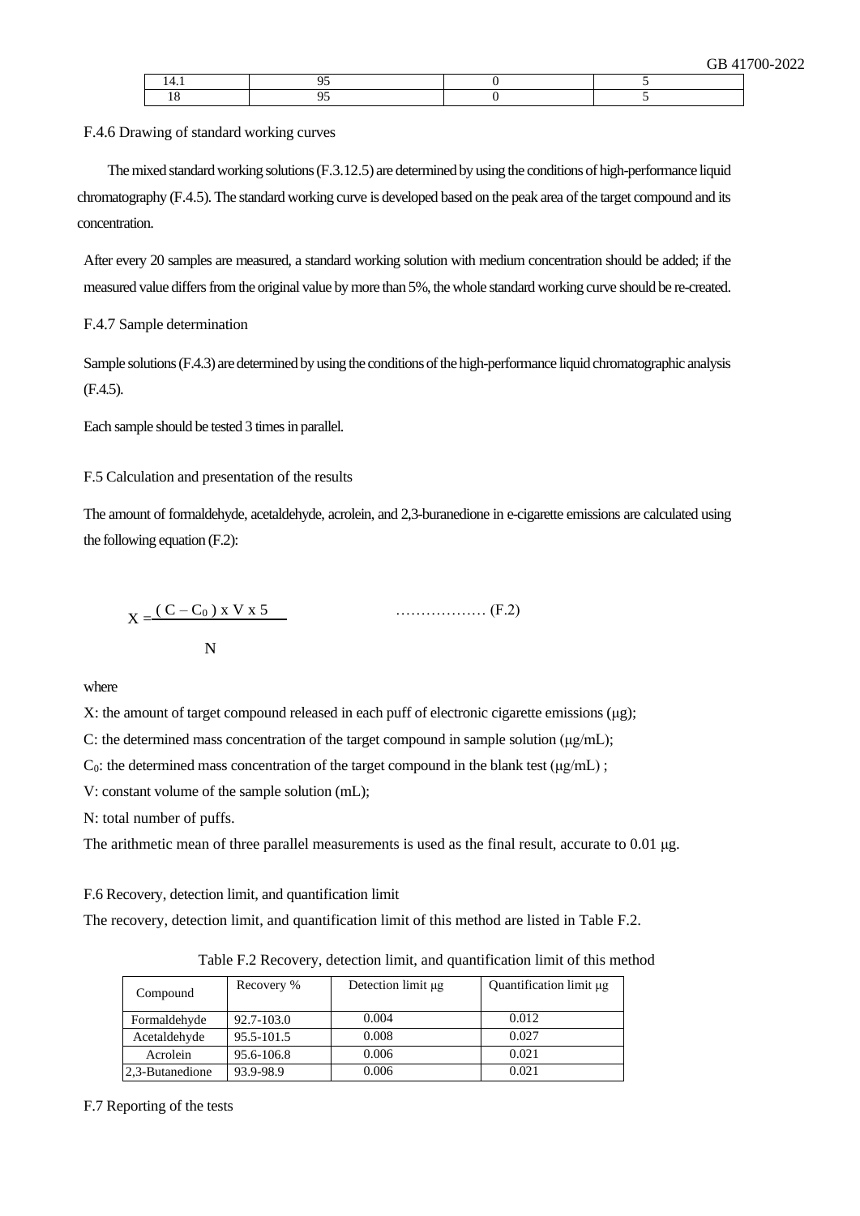| 14.1 | 95 | 0 | 5 |
|---|---|---|---|
| 18 | 95 | 0 | 5 |

F.4.6 Drawing of standard working curves

The mixed standard working solutions (F.3.12.5) are determined by using the conditions of high-performance liquid chromatography (F.4.5). The standard working curve is developed based on the peak area of the target compound and its concentration.

After every 20 samples are measured, a standard working solution with medium concentration should be added; if the measured value differs from the original value by more than 5%, the whole standard working curve should be re-created.

F.4.7 Sample determination

Sample solutions (F.4.3) are determined by using the conditions of the high-performance liquid chromatographic analysis (F.4.5).

Each sample should be tested 3 times in parallel.

F.5 Calculation and presentation of the results

The amount of formaldehyde, acetaldehyde, acrolein, and 2,3-buranedione in e-cigarette emissions are calculated using the following equation (F.2):

$$X = \frac{(C - C_0) \times V \times 5}{N} \quad \text{………………} \ (F.2)$$

where

X: the amount of target compound released in each puff of electronic cigarette emissions (μg);

C: the determined mass concentration of the target compound in sample solution (μg/mL);

$C_0$: the determined mass concentration of the target compound in the blank test (μg/mL) ;

V: constant volume of the sample solution (mL);

N: total number of puffs.

The arithmetic mean of three parallel measurements is used as the final result, accurate to 0.01 μg.

F.6 Recovery, detection limit, and quantification limit

The recovery, detection limit, and quantification limit of this method are listed in Table F.2.

Table F.2 Recovery, detection limit, and quantification limit of this method

| Compound | Recovery % | Detection limit μg | Quantification limit μg |
|---|---|---|---|
| Formaldehyde | 92.7-103.0 | 0.004 | 0.012 |
| Acetaldehyde | 95.5-101.5 | 0.008 | 0.027 |
| Acrolein | 95.6-106.8 | 0.006 | 0.021 |
| 2,3-Butanedione | 93.9-98.9 | 0.006 | 0.021 |

F.7 Reporting of the tests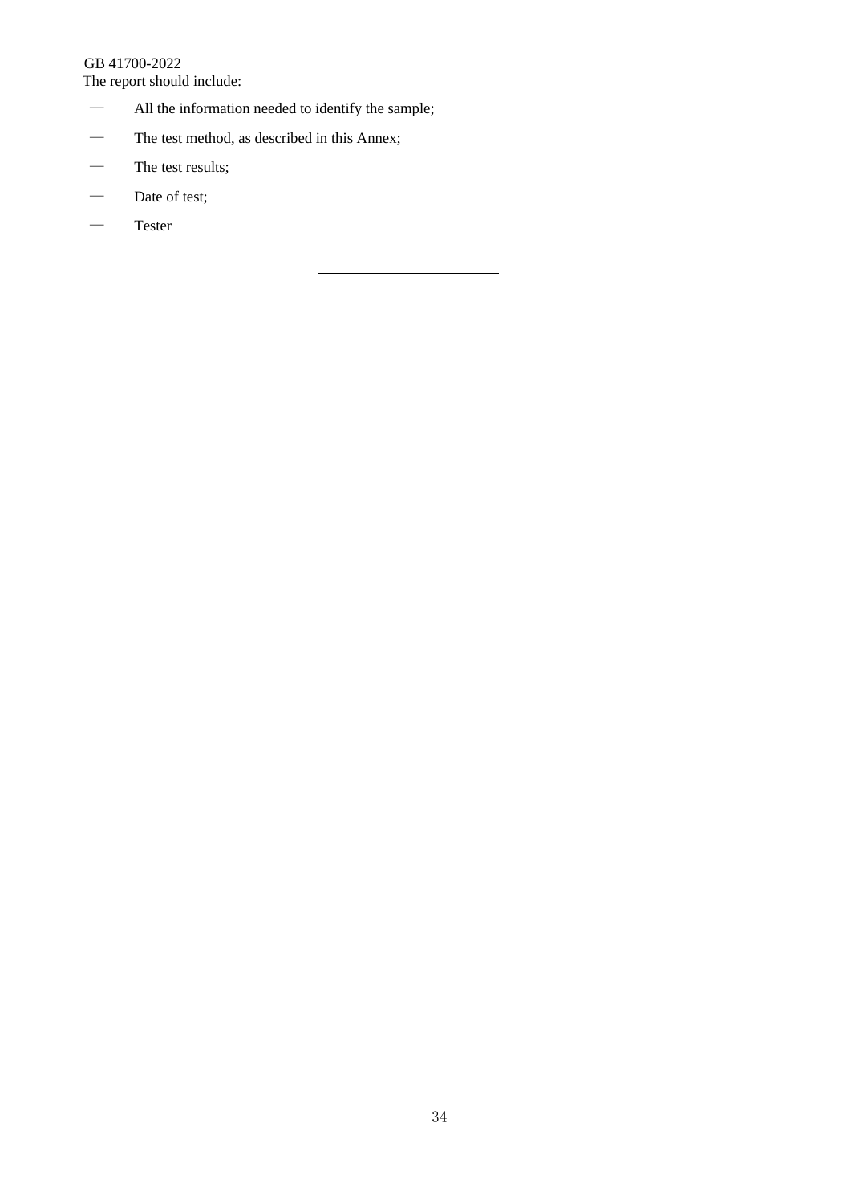The report should include:

— All the information needed to identify the sample;

— The test method, as described in this Annex;

— The test results;

— Date of test;

— Tester